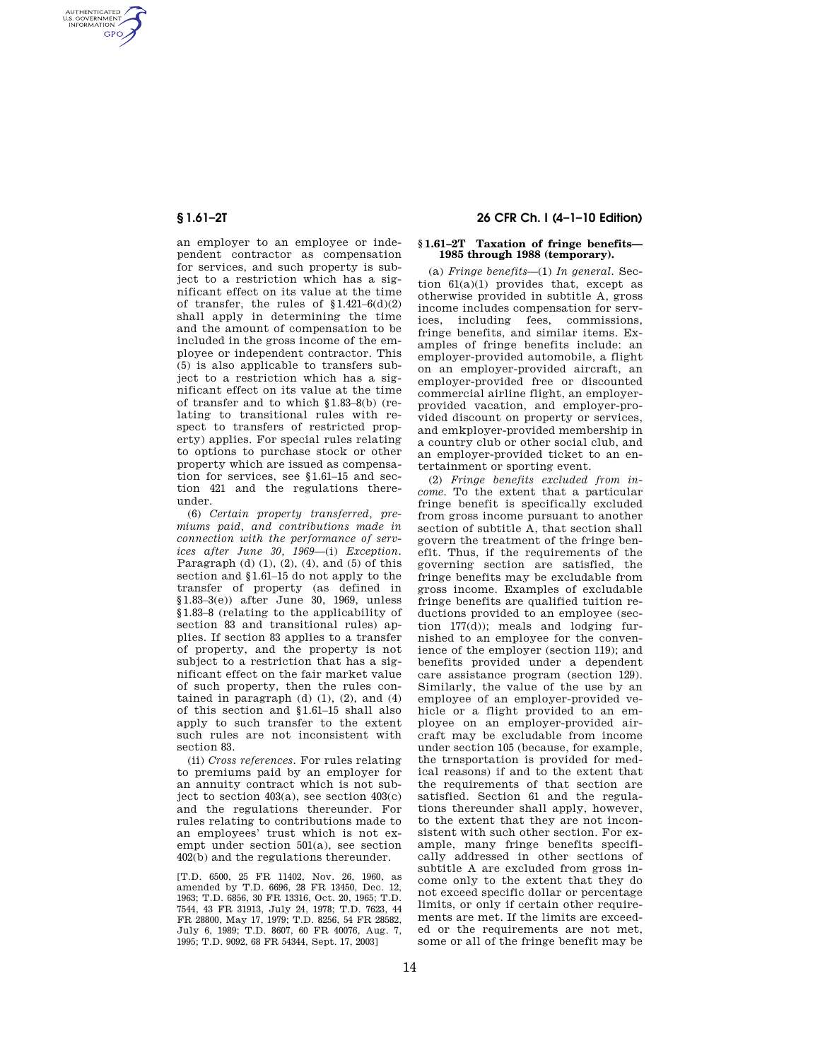an employer to an employee or independent contractor as compensation for services, and such property is subject to a restriction which has a significant effect on its value at the time of transfer, the rules of §1.421–6(d)(2) shall apply in determining the time and the amount of compensation to be included in the gross income of the employee or independent contractor. This (5) is also applicable to transfers subject to a restriction which has a significant effect on its value at the time of transfer and to which §1.83–8(b) (relating to transitional rules with respect to transfers of restricted property) applies. For special rules relating to options to purchase stock or other property which are issued as compensation for services, see §1.61–15 and section 421 and the regulations thereunder.

(6) *Certain property transferred, premiums paid, and contributions made in connection with the performance of services after June 30, 1969*—(i) *Exception.* Paragraph (d) (1), (2), (4), and (5) of this section and §1.61–15 do not apply to the transfer of property (as defined in §1.83–3(e)) after June 30, 1969, unless §1.83–8 (relating to the applicability of section 83 and transitional rules) applies. If section 83 applies to a transfer of property, and the property is not subject to a restriction that has a significant effect on the fair market value of such property, then the rules contained in paragraph (d) (1), (2), and (4) of this section and §1.61–15 shall also apply to such transfer to the extent such rules are not inconsistent with section 83.

(ii) *Cross references.* For rules relating to premiums paid by an employer for an annuity contract which is not subject to section 403(a), see section 403(c) and the regulations thereunder. For rules relating to contributions made to an employees' trust which is not exempt under section 501(a), see section 402(b) and the regulations thereunder.

[T.D. 6500, 25 FR 11402, Nov. 26, 1960, as amended by T.D. 6696, 28 FR 13450, Dec. 12, 1963; T.D. 6856, 30 FR 13316, Oct. 20, 1965; T.D. 7544, 43 FR 31913, July 24, 1978; T.D. 7623, 44 FR 28800, May 17, 1979; T.D. 8256, 54 FR 28582, July 6, 1989; T.D. 8607, 60 FR 40076, Aug. 7, 1995; T.D. 9092, 68 FR 54344, Sept. 17, 2003]

## §1.61–2T Taxation of fringe benefits—1985 through 1988 (temporary).

(a) *Fringe benefits*—(1) *In general.* Section 61(a)(1) provides that, except as otherwise provided in subtitle A, gross income includes compensation for services, including fees, commissions, fringe benefits, and similar items. Examples of fringe benefits include: an employer-provided automobile, a flight on an employer-provided aircraft, an employer-provided free or discounted commercial airline flight, an employer-provided vacation, and employer-provided discount on property or services, and emkployer-provided membership in a country club or other social club, and an employer-provided ticket to an entertainment or sporting event.

(2) *Fringe benefits excluded from income.* To the extent that a particular fringe benefit is specifically excluded from gross income pursuant to another section of subtitle A, that section shall govern the treatment of the fringe benefit. Thus, if the requirements of the governing section are satisfied, the fringe benefits may be excludable from gross income. Examples of excludable fringe benefits are qualified tuition reductions provided to an employee (section 177(d)); meals and lodging furnished to an employee for the convenience of the employer (section 119); and benefits provided under a dependent care assistance program (section 129). Similarly, the value of the use by an employee of an employer-provided vehicle or a flight provided to an employee on an employer-provided aircraft may be excludable from income under section 105 (because, for example, the trnsportation is provided for medical reasons) if and to the extent that the requirements of that section are satisfied. Section 61 and the regulations thereunder shall apply, however, to the extent that they are not inconsistent with such other section. For example, many fringe benefits specifically addressed in other sections of subtitle A are excluded from gross income only to the extent that they do not exceed specific dollar or percentage limits, or only if certain other requirements are met. If the limits are exceeded or the requirements are not met, some or all of the fringe benefit may be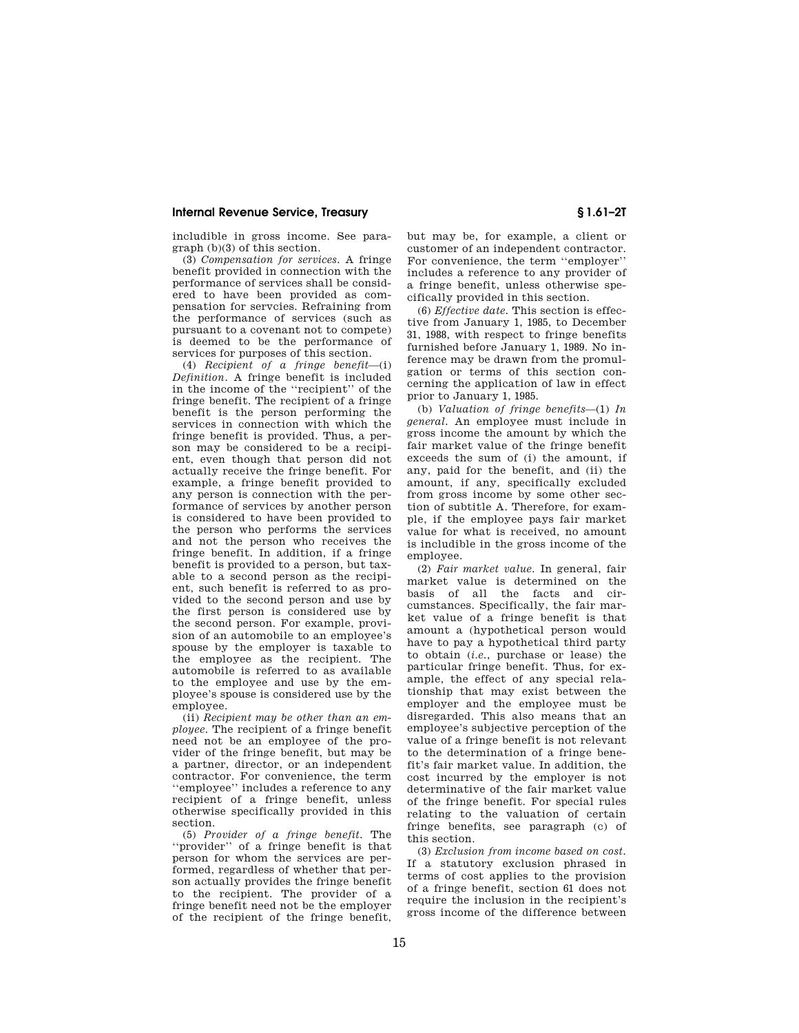includible in gross income. See paragraph (b)(3) of this section.

(3) *Compensation for services.* A fringe benefit provided in connection with the performance of services shall be considered to have been provided as compensation for servcies. Refraining from the performance of services (such as pursuant to a covenant not to compete) is deemed to be the performance of services for purposes of this section.

(4) *Recipient of a fringe benefit*—(i) *Definition.* A fringe benefit is included in the income of the ''recipient'' of the fringe benefit. The recipient of a fringe benefit is the person performing the services in connection with which the fringe benefit is provided. Thus, a person may be considered to be a recipient, even though that person did not actually receive the fringe benefit. For example, a fringe benefit provided to any person is connection with the performance of services by another person is considered to have been provided to the person who performs the services and not the person who receives the fringe benefit. In addition, if a fringe benefit is provided to a person, but taxable to a second person as the recipient, such benefit is referred to as provided to the second person and use by the first person is considered use by the second person. For example, provision of an automobile to an employee's spouse by the employer is taxable to the employee as the recipient. The automobile is referred to as available to the employee and use by the employee's spouse is considered use by the employee.

(ii) *Recipient may be other than an employee.* The recipient of a fringe benefit need not be an employee of the provider of the fringe benefit, but may be a partner, director, or an independent contractor. For convenience, the term ''employee'' includes a reference to any recipient of a fringe benefit, unless otherwise specifically provided in this section.

(5) *Provider of a fringe benefit.* The ''provider'' of a fringe benefit is that person for whom the services are performed, regardless of whether that person actually provides the fringe benefit to the recipient. The provider of a fringe benefit need not be the employer of the recipient of the fringe benefit, but may be, for example, a client or customer of an independent contractor. For convenience, the term ''employer'' includes a reference to any provider of a fringe benefit, unless otherwise specifically provided in this section.

(6) *Effective date.* This section is effective from January 1, 1985, to December 31, 1988, with respect to fringe benefits furnished before January 1, 1989. No inference may be drawn from the promulgation or terms of this section concerning the application of law in effect prior to January 1, 1985.

(b) *Valuation of fringe benefits*—(1) *In general.* An employee must include in gross income the amount by which the fair market value of the fringe benefit exceeds the sum of (i) the amount, if any, paid for the benefit, and (ii) the amount, if any, specifically excluded from gross income by some other section of subtitle A. Therefore, for example, if the employee pays fair market value for what is received, no amount is includible in the gross income of the employee.

(2) *Fair market value.* In general, fair market value is determined on the basis of all the facts and circumstances. Specifically, the fair market value of a fringe benefit is that amount a (hypothetical person would have to pay a hypothetical third party to obtain (*i.e.*, purchase or lease) the particular fringe benefit. Thus, for example, the effect of any special relationship that may exist between the employer and the employee must be disregarded. This also means that an employee's subjective perception of the value of a fringe benefit is not relevant to the determination of a fringe benefit's fair market value. In addition, the cost incurred by the employer is not determinative of the fair market value of the fringe benefit. For special rules relating to the valuation of certain fringe benefits, see paragraph (c) of this section.

(3) *Exclusion from income based on cost.* If a statutory exclusion phrased in terms of cost applies to the provision of a fringe benefit, section 61 does not require the inclusion in the recipient's gross income of the difference between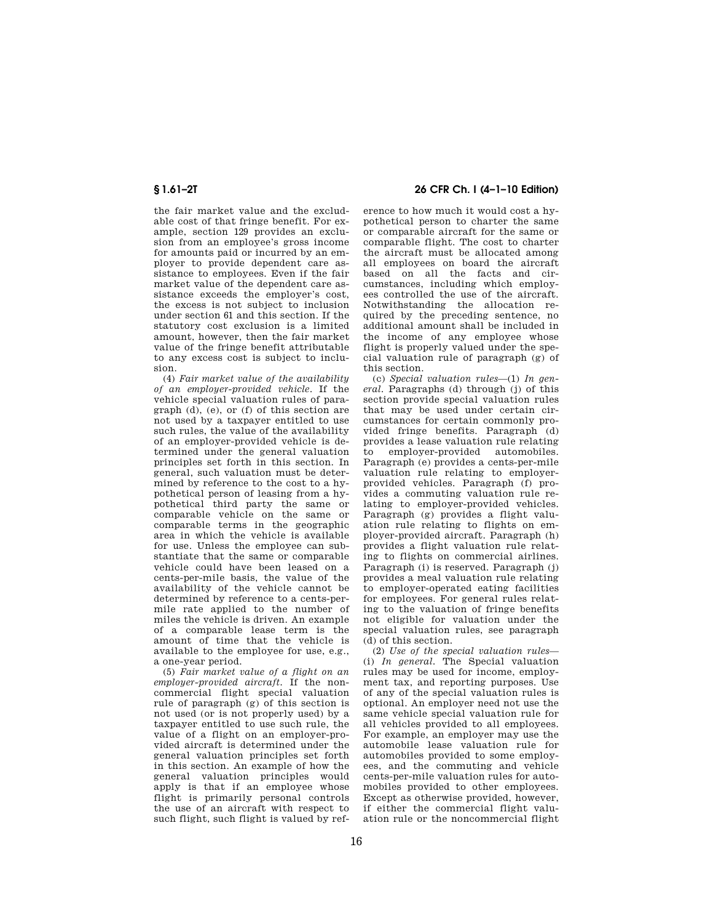the fair market value and the excludable cost of that fringe benefit. For example, section 129 provides an exclusion from an employee's gross income for amounts paid or incurred by an employer to provide dependent care assistance to employees. Even if the fair market value of the dependent care assistance exceeds the employer's cost, the excess is not subject to inclusion under section 61 and this section. If the statutory cost exclusion is a limited amount, however, then the fair market value of the fringe benefit attributable to any excess cost is subject to inclusion.

(4) *Fair market value of the availability of an employer-provided vehicle.* If the vehicle special valuation rules of paragraph (d), (e), or (f) of this section are not used by a taxpayer entitled to use such rules, the value of the availability of an employer-provided vehicle is determined under the general valuation principles set forth in this section. In general, such valuation must be determined by reference to the cost to a hypothetical person of leasing from a hypothetical third party the same or comparable vehicle on the same or comparable terms in the geographic area in which the vehicle is available for use. Unless the employee can substantiate that the same or comparable vehicle could have been leased on a cents-per-mile basis, the value of the availability of the vehicle cannot be determined by reference to a cents-per-mile rate applied to the number of miles the vehicle is driven. An example of a comparable lease term is the amount of time that the vehicle is available to the employee for use, e.g., a one-year period.

(5) *Fair market value of a flight on an employer-provided aircraft.* If the noncommercial flight special valuation rule of paragraph (g) of this section is not used (or is not properly used) by a taxpayer entitled to use such rule, the value of a flight on an employer-provided aircraft is determined under the general valuation principles set forth in this section. An example of how the general valuation principles would apply is that if an employee whose flight is primarily personal controls the use of an aircraft with respect to such flight, such flight is valued by reference to how much it would cost a hypothetical person to charter the same or comparable aircraft for the same or comparable flight. The cost to charter the aircraft must be allocated among all employees on board the aircraft based on all the facts and circumstances, including which employees controlled the use of the aircraft. Notwithstanding the allocation required by the preceding sentence, no additional amount shall be included in the income of any employee whose flight is properly valued under the special valuation rule of paragraph (g) of this section.

(c) *Special valuation rules*—(1) *In general.* Paragraphs (d) through (j) of this section provide special valuation rules that may be used under certain circumstances for certain commonly provided fringe benefits. Paragraph (d) provides a lease valuation rule relating to employer-provided automobiles. Paragraph (e) provides a cents-per-mile valuation rule relating to employer-provided vehicles. Paragraph (f) provides a commuting valuation rule relating to employer-provided vehicles. Paragraph (g) provides a flight valuation rule relating to flights on employer-provided aircraft. Paragraph (h) provides a flight valuation rule relating to flights on commercial airlines. Paragraph (i) is reserved. Paragraph (j) provides a meal valuation rule relating to employer-operated eating facilities for employees. For general rules relating to the valuation of fringe benefits not eligible for valuation under the special valuation rules, see paragraph (d) of this section.

(2) *Use of the special valuation rules*—(i) *In general.* The Special valuation rules may be used for income, employment tax, and reporting purposes. Use of any of the special valuation rules is optional. An employer need not use the same vehicle special valuation rule for all vehicles provided to all employees. For example, an employer may use the automobile lease valuation rule for automobiles provided to some employees, and the commuting and vehicle cents-per-mile valuation rules for automobiles provided to other employees. Except as otherwise provided, however, if either the commercial flight valuation rule or the noncommercial flight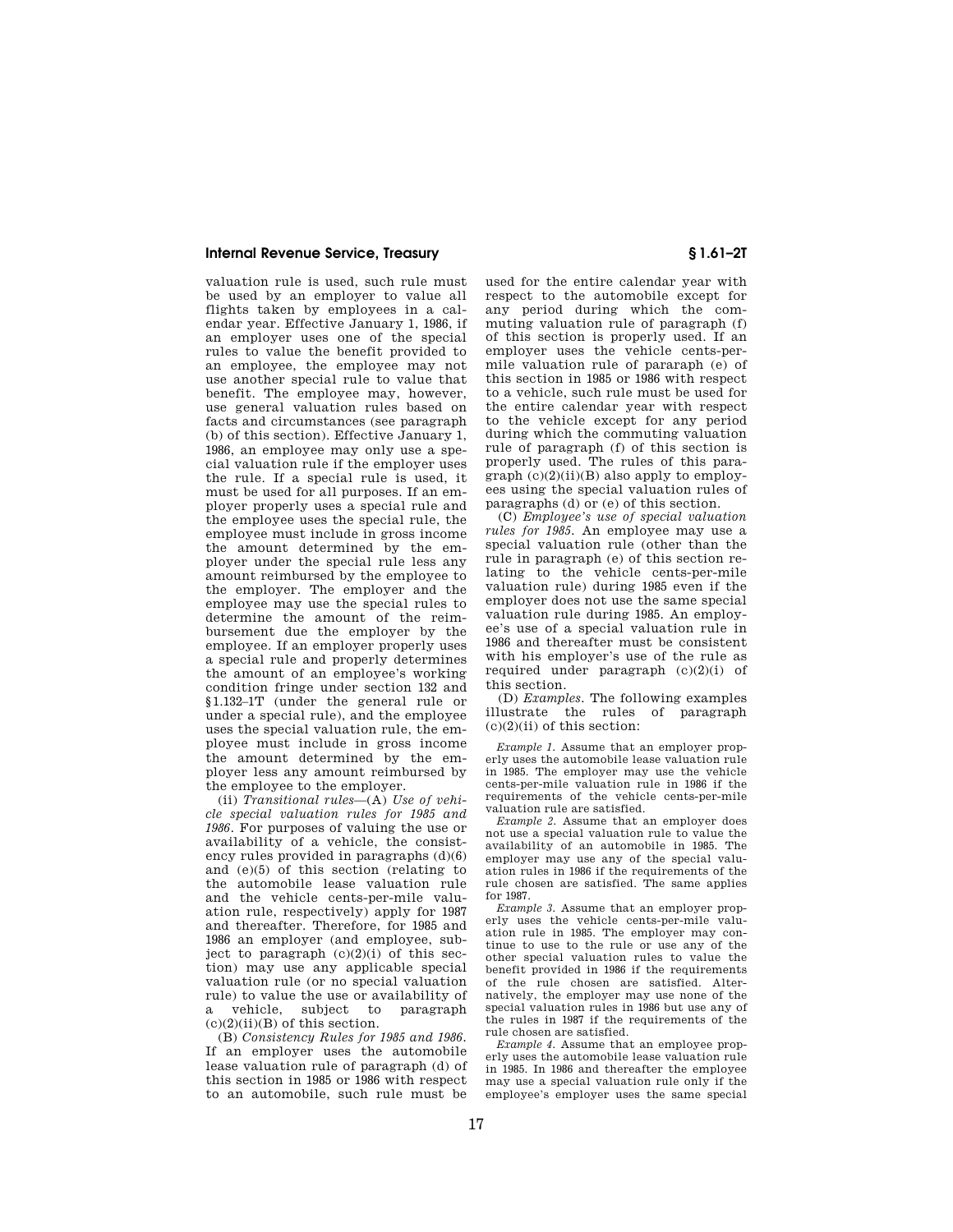valuation rule is used, such rule must be used by an employer to value all flights taken by employees in a calendar year. Effective January 1, 1986, if an employer uses one of the special rules to value the benefit provided to an employee, the employee may not use another special rule to value that benefit. The employee may, however, use general valuation rules based on facts and circumstances (see paragraph (b) of this section). Effective January 1, 1986, an employee may only use a special valuation rule if the employer uses the rule. If a special rule is used, it must be used for all purposes. If an employer properly uses a special rule and the employee uses the special rule, the employee must include in gross income the amount determined by the employer under the special rule less any amount reimbursed by the employee to the employer. The employer and the employee may use the special rules to determine the amount of the reimbursement due the employer by the employee. If an employer properly uses a special rule and properly determines the amount of an employee's working condition fringe under section 132 and §1.132–1T (under the general rule or under a special rule), and the employee uses the special valuation rule, the employee must include in gross income the amount determined by the employer less any amount reimbursed by the employee to the employer.

(ii) *Transitional rules*—(A) *Use of vehicle special valuation rules for 1985 and 1986*. For purposes of valuing the use or availability of a vehicle, the consistency rules provided in paragraphs (d)(6) and (e)(5) of this section (relating to the automobile lease valuation rule and the vehicle cents-per-mile valuation rule, respectively) apply for 1987 and thereafter. Therefore, for 1985 and 1986 an employer (and employee, subject to paragraph (c)(2)(i) of this section) may use any applicable special valuation rule (or no special valuation rule) to value the use or availability of a vehicle, subject to paragraph (c)(2)(ii)(B) of this section.

(B) *Consistency Rules for 1985 and 1986*. If an employer uses the automobile lease valuation rule of paragraph (d) of this section in 1985 or 1986 with respect to an automobile, such rule must be used for the entire calendar year with respect to the automobile except for any period during which the commuting valuation rule of paragraph (f) of this section is properly used. If an employer uses the vehicle cents-per-mile valuation rule of pararaph (e) of this section in 1985 or 1986 with respect to a vehicle, such rule must be used for the entire calendar year with respect to the vehicle except for any period during which the commuting valuation rule of paragraph (f) of this section is properly used. The rules of this paragraph (c)(2)(ii)(B) also apply to employees using the special valuation rules of paragraphs (d) or (e) of this section.

(C) *Employee's use of special valuation rules for 1985*. An employee may use a special valuation rule (other than the rule in paragraph (e) of this section relating to the vehicle cents-per-mile valuation rule) during 1985 even if the employer does not use the same special valuation rule during 1985. An employee's use of a special valuation rule in 1986 and thereafter must be consistent with his employer's use of the rule as required under paragraph (c)(2)(i) of this section.

(D) *Examples*. The following examples illustrate the rules of paragraph (c)(2)(ii) of this section:

*Example 1*. Assume that an employer properly uses the automobile lease valuation rule in 1985. The employer may use the vehicle cents-per-mile valuation rule in 1986 if the requirements of the vehicle cents-per-mile valuation rule are satisfied.

*Example 2*. Assume that an employer does not use a special valuation rule to value the availability of an automobile in 1985. The employer may use any of the special valuation rules in 1986 if the requirements of the rule chosen are satisfied. The same applies for 1987.

*Example 3*. Assume that an employer properly uses the vehicle cents-per-mile valuation rule in 1985. The employer may continue to use to the rule or use any of the other special valuation rules to value the benefit provided in 1986 if the requirements of the rule chosen are satisfied. Alternatively, the employer may use none of the special valuation rules in 1986 but use any of the rules in 1987 if the requirements of the rule chosen are satisfied.

*Example 4*. Assume that an employee properly uses the automobile lease valuation rule in 1985. In 1986 and thereafter the employee may use a special valuation rule only if the employee's employer uses the same special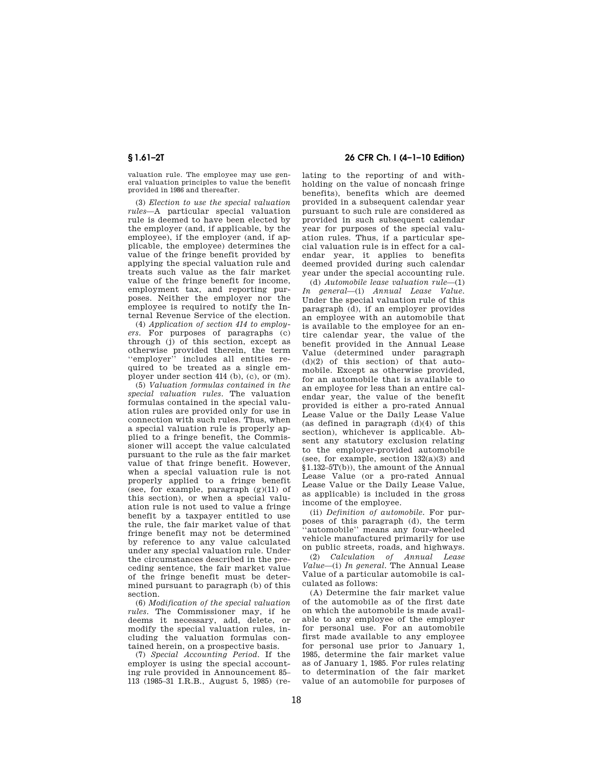valuation rule. The employee may use general valuation principles to value the benefit provided in 1986 and thereafter.

(3) *Election to use the special valuation rules*—A particular special valuation rule is deemed to have been elected by the employer (and, if applicable, by the employee), if the employer (and, if applicable, the employee) determines the value of the fringe benefit provided by applying the special valuation rule and treats such value as the fair market value of the fringe benefit for income, employment tax, and reporting purposes. Neither the employer nor the employee is required to notify the Internal Revenue Service of the election.

(4) *Application of section 414 to employers.* For purposes of paragraphs (c) through (j) of this section, except as otherwise provided therein, the term ''employer'' includes all entities required to be treated as a single employer under section 414 (b), (c), or (m).

(5) *Valuation formulas contained in the special valuation rules.* The valuation formulas contained in the special valuation rules are provided only for use in connection with such rules. Thus, when a special valuation rule is properly applied to a fringe benefit, the Commissioner will accept the value calculated pursuant to the rule as the fair market value of that fringe benefit. However, when a special valuation rule is not properly applied to a fringe benefit (see, for example, paragraph (g)(11) of this section), or when a special valuation rule is not used to value a fringe benefit by a taxpayer entitled to use the rule, the fair market value of that fringe benefit may not be determined by reference to any value calculated under any special valuation rule. Under the circumstances described in the preceding sentence, the fair market value of the fringe benefit must be determined pursuant to paragraph (b) of this section.

(6) *Modification of the special valuation rules.* The Commissioner may, if he deems it necessary, add, delete, or modify the special valuation rules, including the valuation formulas contained herein, on a prospective basis.

(7) *Special Accounting Period.* If the employer is using the special accounting rule provided in Announcement 85–113 (1985–31 I.R.B., August 5, 1985) (relating to the reporting of and withholding on the value of noncash fringe benefits), benefits which are deemed provided in a subsequent calendar year pursuant to such rule are considered as provided in such subsequent calendar year for purposes of the special valuation rules. Thus, if a particular special valuation rule is in effect for a calendar year, it applies to benefits deemed provided during such calendar year under the special accounting rule.

(d) *Automobile lease valuation rule*—(1) *In general*—(i) *Annual Lease Value.* Under the special valuation rule of this paragraph (d), if an employer provides an employee with an automobile that is available to the employee for an entire calendar year, the value of the benefit provided in the Annual Lease Value (determined under paragraph (d)(2) of this section) of that automobile. Except as otherwise provided, for an automobile that is available to an employee for less than an entire calendar year, the value of the benefit provided is either a pro-rated Annual Lease Value or the Daily Lease Value (as defined in paragraph (d)(4) of this section), whichever is applicable. Absent any statutory exclusion relating to the employer-provided automobile (see, for example, section 132(a)(3) and §1.132–5T(b)), the amount of the Annual Lease Value (or a pro-rated Annual Lease Value or the Daily Lease Value, as applicable) is included in the gross income of the employee.

(ii) *Definition of automobile.* For purposes of this paragraph (d), the term ''automobile'' means any four-wheeled vehicle manufactured primarily for use on public streets, roads, and highways.

(2) *Calculation of Annual Lease Value*—(i) *In general.* The Annual Lease Value of a particular automobile is calculated as follows:

(A) Determine the fair market value of the automobile as of the first date on which the automobile is made available to any employee of the employer for personal use. For an automobile first made available to any employee for personal use prior to January 1, 1985, determine the fair market value as of January 1, 1985. For rules relating to determination of the fair market value of an automobile for purposes of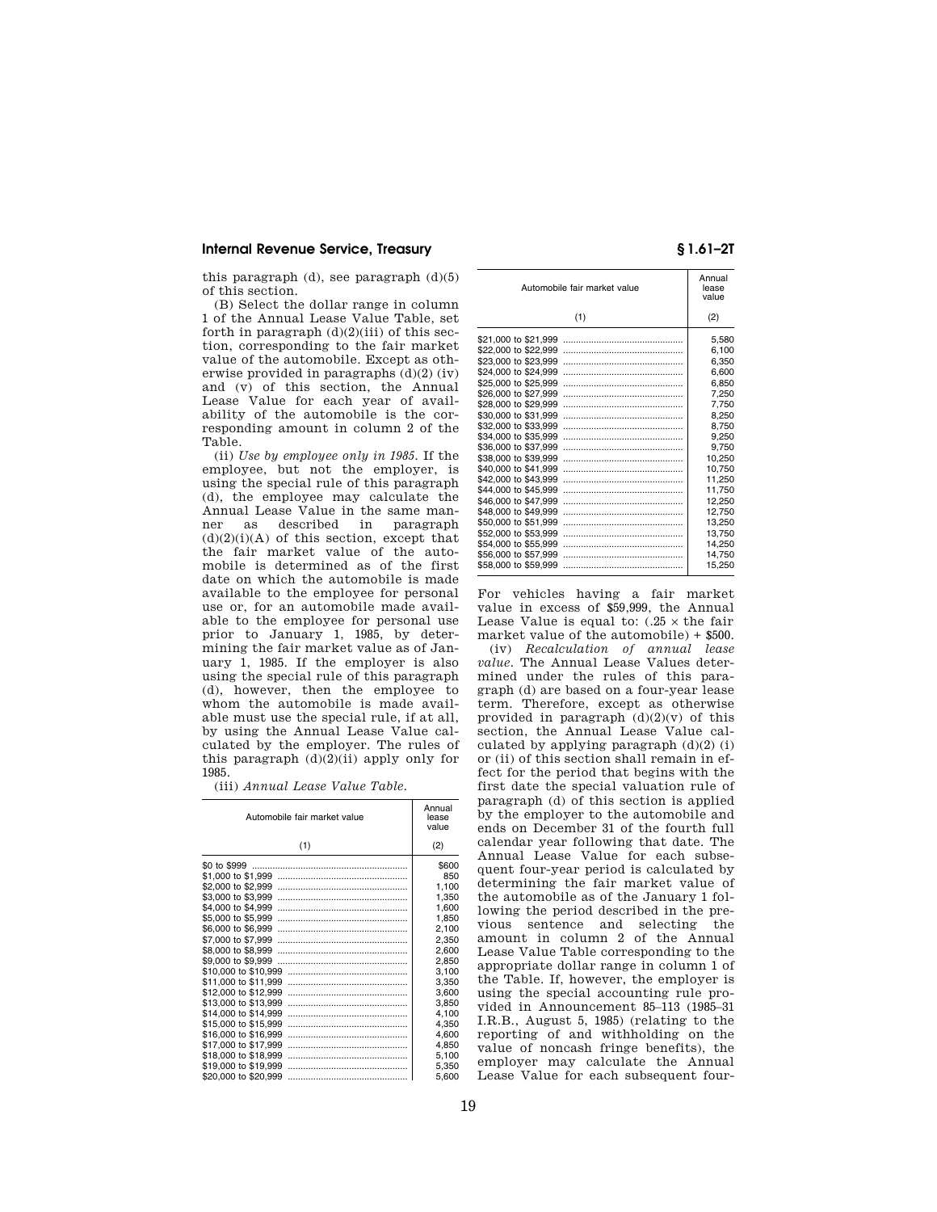this paragraph (d), see paragraph (d)(5) of this section.

(B) Select the dollar range in column 1 of the Annual Lease Value Table, set forth in paragraph (d)(2)(iii) of this section, corresponding to the fair market value of the automobile. Except as otherwise provided in paragraphs (d)(2) (iv) and (v) of this section, the Annual Lease Value for each year of availability of the automobile is the corresponding amount in column 2 of the Table.

(ii) *Use by employee only in 1985.* If the employee, but not the employer, is using the special rule of this paragraph (d), the employee may calculate the Annual Lease Value in the same manner as described in paragraph (d)(2)(i)(A) of this section, except that the fair market value of the automobile is determined as of the first date on which the automobile is made available to the employee for personal use or, for an automobile made available to the employee for personal use prior to January 1, 1985, by determining the fair market value as of January 1, 1985. If the employer is also using the special rule of this paragraph (d), however, then the employee to whom the automobile is made available must use the special rule, if at all, by using the Annual Lease Value calculated by the employer. The rules of this paragraph (d)(2)(ii) apply only for 1985.

(iii) *Annual Lease Value Table.*

| Automobile fair market value | Annual lease value |
|---|---|
| (1) | (2) |
| $0 to $999 | $600 |
| $1,000 to $1,999 | 850 |
| $2,000 to $2,999 | 1,100 |
| $3,000 to $3,999 | 1,350 |
| $4,000 to $4,999 | 1,600 |
| $5,000 to $5,999 | 1,850 |
| $6,000 to $6,999 | 2,100 |
| $7,000 to $7,999 | 2,350 |
| $8,000 to $8,999 | 2,600 |
| $9,000 to $9,999 | 2,850 |
| $10,000 to $10,999 | 3,100 |
| $11,000 to $11,999 | 3,350 |
| $12,000 to $12,999 | 3,600 |
| $13,000 to $13,999 | 3,850 |
| $14,000 to $14,999 | 4,100 |
| $15,000 to $15,999 | 4,350 |
| $16,000 to $16,999 | 4,600 |
| $17,000 to $17,999 | 4,850 |
| $18,000 to $18,999 | 5,100 |
| $19,000 to $19,999 | 5,350 |
| $20,000 to $20,999 | 5,600 |
| $21,000 to $21,999 | 5,580 |
| $22,000 to $22,999 | 6,100 |
| $23,000 to $23,999 | 6,350 |
| $24,000 to $24,999 | 6,600 |
| $25,000 to $25,999 | 6,850 |
| $26,000 to $27,999 | 7,250 |
| $28,000 to $29,999 | 7,750 |
| $30,000 to $31,999 | 8,250 |
| $32,000 to $33,999 | 8,750 |
| $34,000 to $35,999 | 9,250 |
| $36,000 to $37,999 | 9,750 |
| $38,000 to $39,999 | 10,250 |
| $40,000 to $41,999 | 10,750 |
| $42,000 to $43,999 | 11,250 |
| $44,000 to $45,999 | 11,750 |
| $46,000 to $47,999 | 12,250 |
| $48,000 to $49,999 | 12,750 |
| $50,000 to $51,999 | 13,250 |
| $52,000 to $53,999 | 13,750 |
| $54,000 to $55,999 | 14,250 |
| $56,000 to $57,999 | 14,750 |
| $58,000 to $59,999 | 15,250 |

For vehicles having a fair market value in excess of $59,999, the Annual Lease Value is equal to: (.25 × the fair market value of the automobile) + $500.

(iv) *Recalculation of annual lease value.* The Annual Lease Values determined under the rules of this paragraph (d) are based on a four-year lease term. Therefore, except as otherwise provided in paragraph (d)(2)(v) of this section, the Annual Lease Value calculated by applying paragraph (d)(2) (i) or (ii) of this section shall remain in effect for the period that begins with the first date the special valuation rule of paragraph (d) of this section is applied by the employer to the automobile and ends on December 31 of the fourth full calendar year following that date. The Annual Lease Value for each subsequent four-year period is calculated by determining the fair market value of the automobile as of the January 1 following the period described in the previous sentence and selecting the amount in column 2 of the Annual Lease Value Table corresponding to the appropriate dollar range in column 1 of the Table. If, however, the employer is using the special accounting rule provided in Announcement 85–113 (1985–31 I.R.B., August 5, 1985) (relating to the reporting of and withholding on the value of noncash fringe benefits), the employer may calculate the Annual Lease Value for each subsequent four-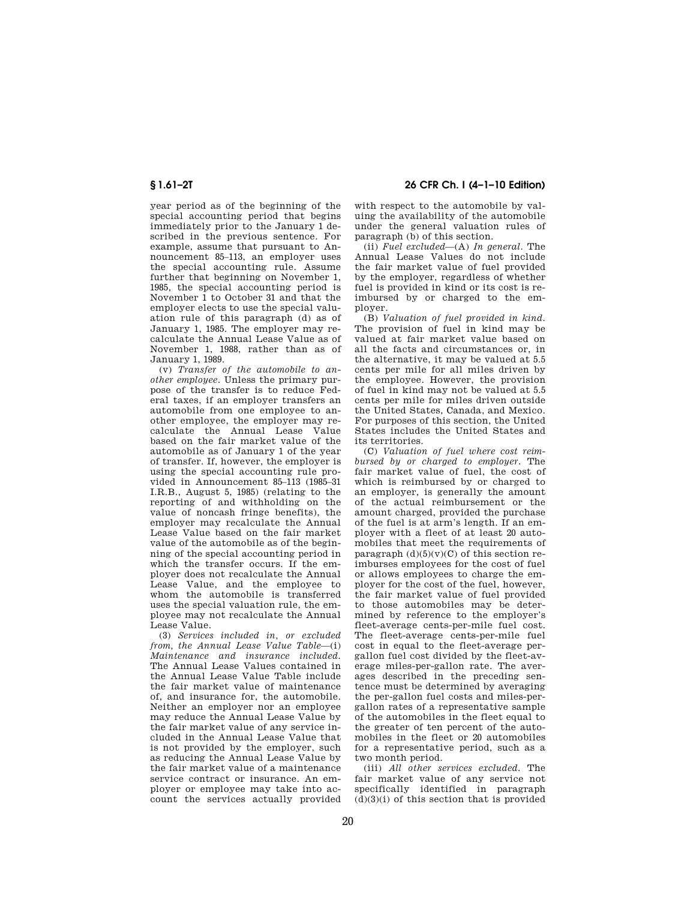year period as of the beginning of the special accounting period that begins immediately prior to the January 1 described in the previous sentence. For example, assume that pursuant to Announcement 85–113, an employer uses the special accounting rule. Assume further that beginning on November 1, 1985, the special accounting period is November 1 to October 31 and that the employer elects to use the special valuation rule of this paragraph (d) as of January 1, 1985. The employer may recalculate the Annual Lease Value as of November 1, 1988, rather than as of January 1, 1989.

(v) *Transfer of the automobile to another employee.* Unless the primary purpose of the transfer is to reduce Federal taxes, if an employer transfers an automobile from one employee to another employee, the employer may recalculate the Annual Lease Value based on the fair market value of the automobile as of January 1 of the year of transfer. If, however, the employer is using the special accounting rule provided in Announcement 85–113 (1985–31 I.R.B., August 5, 1985) (relating to the reporting of and withholding on the value of noncash fringe benefits), the employer may recalculate the Annual Lease Value based on the fair market value of the automobile as of the beginning of the special accounting period in which the transfer occurs. If the employer does not recalculate the Annual Lease Value, and the employee to whom the automobile is transferred uses the special valuation rule, the employee may not recalculate the Annual Lease Value.

(3) *Services included in, or excluded from, the Annual Lease Value Table*—(i) *Maintenance and insurance included.* The Annual Lease Values contained in the Annual Lease Value Table include the fair market value of maintenance of, and insurance for, the automobile. Neither an employer nor an employee may reduce the Annual Lease Value by the fair market value of any service included in the Annual Lease Value that is not provided by the employer, such as reducing the Annual Lease Value by the fair market value of a maintenance service contract or insurance. An employer or employee may take into account the services actually provided with respect to the automobile by valuing the availability of the automobile under the general valuation rules of paragraph (b) of this section.

(ii) *Fuel excluded*—(A) *In general.* The Annual Lease Values do not include the fair market value of fuel provided by the employer, regardless of whether fuel is provided in kind or its cost is reimbursed by or charged to the employer.

(B) *Valuation of fuel provided in kind.* The provision of fuel in kind may be valued at fair market value based on all the facts and circumstances or, in the alternative, it may be valued at 5.5 cents per mile for all miles driven by the employee. However, the provision of fuel in kind may not be valued at 5.5 cents per mile for miles driven outside the United States, Canada, and Mexico. For purposes of this section, the United States includes the United States and its territories.

(C) *Valuation of fuel where cost reimbursed by or charged to employer.* The fair market value of fuel, the cost of which is reimbursed by or charged to an employer, is generally the amount of the actual reimbursement or the amount charged, provided the purchase of the fuel is at arm's length. If an employer with a fleet of at least 20 automobiles that meet the requirements of paragraph (d)(5)(v)(C) of this section reimburses employees for the cost of fuel or allows employees to charge the employer for the cost of the fuel, however, the fair market value of fuel provided to those automobiles may be determined by reference to the employer's fleet-average cents-per-mile fuel cost. The fleet-average cents-per-mile fuel cost in equal to the fleet-average per-gallon fuel cost divided by the fleet-average miles-per-gallon rate. The averages described in the preceding sentence must be determined by averaging the per-gallon fuel costs and miles-per-gallon rates of a representative sample of the automobiles in the fleet equal to the greater of ten percent of the automobiles in the fleet or 20 automobiles for a representative period, such as a two month period.

(iii) *All other services excluded.* The fair market value of any service not specifically identified in paragraph (d)(3)(i) of this section that is provided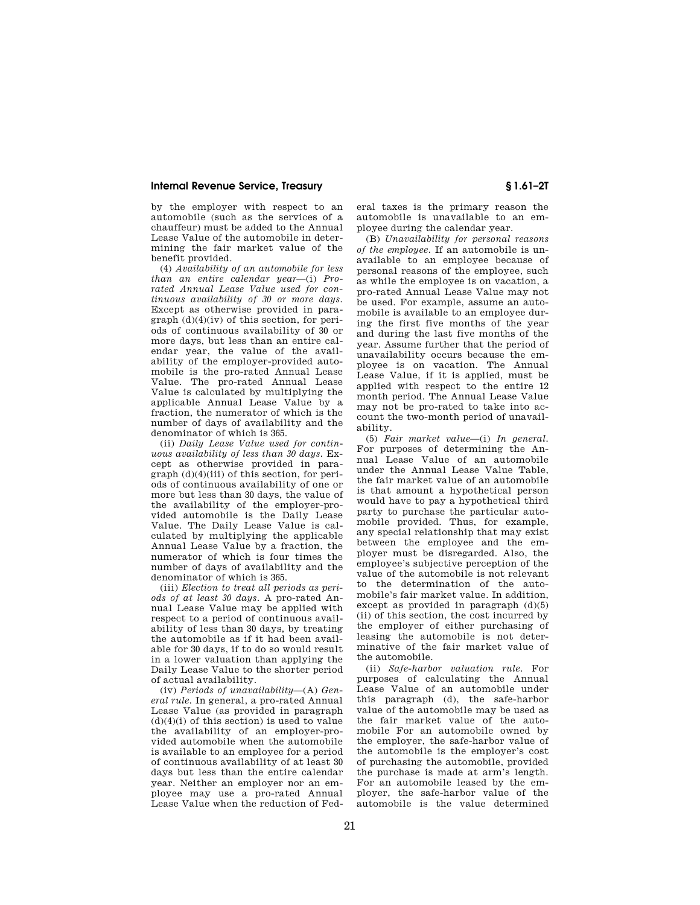by the employer with respect to an automobile (such as the services of a chauffeur) must be added to the Annual Lease Value of the automobile in determining the fair market value of the benefit provided.

(4) *Availability of an automobile for less than an entire calendar year*—(i) *Pro-rated Annual Lease Value used for continuous availability of 30 or more days.* Except as otherwise provided in paragraph (d)(4)(iv) of this section, for periods of continuous availability of 30 or more days, but less than an entire calendar year, the value of the availability of the employer-provided automobile is the pro-rated Annual Lease Value. The pro-rated Annual Lease Value is calculated by multiplying the applicable Annual Lease Value by a fraction, the numerator of which is the number of days of availability and the denominator of which is 365.

(ii) *Daily Lease Value used for continuous availability of less than 30 days.* Except as otherwise provided in paragraph (d)(4)(iii) of this section, for periods of continuous availability of one or more but less than 30 days, the value of the availability of the employer-provided automobile is the Daily Lease Value. The Daily Lease Value is calculated by multiplying the applicable Annual Lease Value by a fraction, the numerator of which is four times the number of days of availability and the denominator of which is 365.

(iii) *Election to treat all periods as periods of at least 30 days.* A pro-rated Annual Lease Value may be applied with respect to a period of continuous availability of less than 30 days, by treating the automobile as if it had been available for 30 days, if to do so would result in a lower valuation than applying the Daily Lease Value to the shorter period of actual availability.

(iv) *Periods of unavailability*—(A) *General rule.* In general, a pro-rated Annual Lease Value (as provided in paragraph (d)(4)(i) of this section) is used to value the availability of an employer-provided automobile when the automobile is available to an employee for a period of continuous availability of at least 30 days but less than the entire calendar year. Neither an employer nor an employee may use a pro-rated Annual Lease Value when the reduction of Federal taxes is the primary reason the automobile is unavailable to an employee during the calendar year.

(B) *Unavailability for personal reasons of the employee.* If an automobile is unavailable to an employee because of personal reasons of the employee, such as while the employee is on vacation, a pro-rated Annual Lease Value may not be used. For example, assume an automobile is available to an employee during the first five months of the year and during the last five months of the year. Assume further that the period of unavailability occurs because the employee is on vacation. The Annual Lease Value, if it is applied, must be applied with respect to the entire 12 month period. The Annual Lease Value may not be pro-rated to take into account the two-month period of unavailability.

(5) *Fair market value*—(i) *In general.* For purposes of determining the Annual Lease Value of an automobile under the Annual Lease Value Table, the fair market value of an automobile is that amount a hypothetical person would have to pay a hypothetical third party to purchase the particular automobile provided. Thus, for example, any special relationship that may exist between the employee and the employer must be disregarded. Also, the employee's subjective perception of the value of the automobile is not relevant to the determination of the automobile's fair market value. In addition, except as provided in paragraph (d)(5)(ii) of this section, the cost incurred by the employer of either purchasing of leasing the automobile is not determinative of the fair market value of the automobile.

(ii) *Safe-harbor valuation rule.* For purposes of calculating the Annual Lease Value of an automobile under this paragraph (d), the safe-harbor value of the automobile may be used as the fair market value of the automobile For an automobile owned by the employer, the safe-harbor value of the automobile is the employer's cost of purchasing the automobile, provided the purchase is made at arm's length. For an automobile leased by the employer, the safe-harbor value of the automobile is the value determined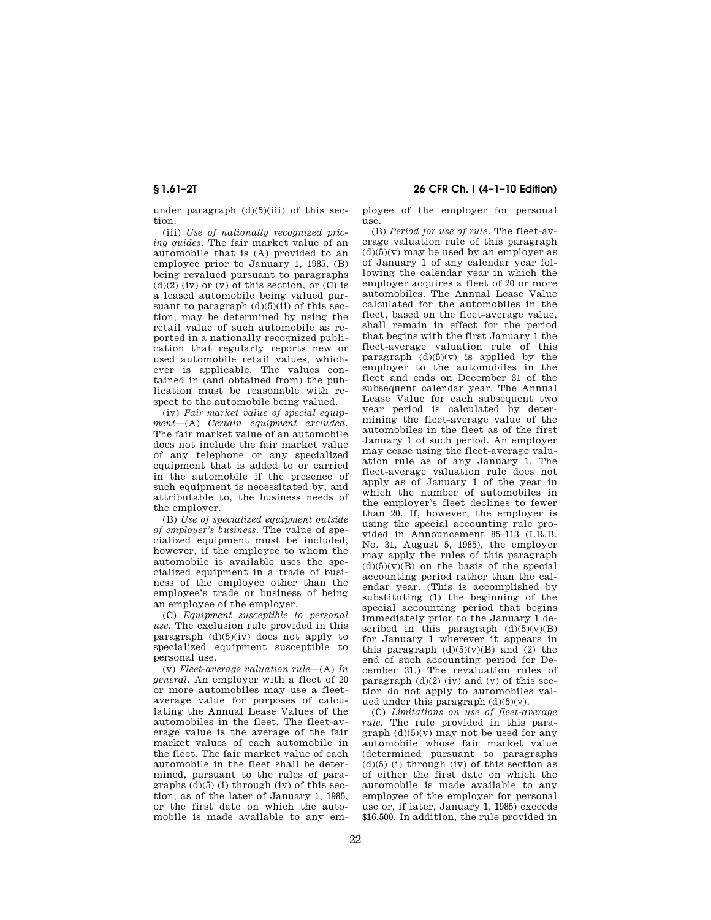under paragraph (d)(5)(iii) of this section.

(iii) *Use of nationally recognized pricing guides.* The fair market value of an automobile that is (A) provided to an employee prior to January 1, 1985, (B) being revalued pursuant to paragraphs (d)(2) (iv) or (v) of this section, or (C) is a leased automobile being valued pursuant to paragraph (d)(5)(ii) of this section, may be determined by using the retail value of such automobile as reported in a nationally recognized publication that regularly reports new or used automobile retail values, whichever is applicable. The values contained in (and obtained from) the publication must be reasonable with respect to the automobile being valued.

(iv) *Fair market value of special equipment*—(A) *Certain equipment excluded.* The fair market value of an automobile does not include the fair market value of any telephone or any specialized equipment that is added to or carried in the automobile if the presence of such equipment is necessitated by, and attributable to, the business needs of the employer.

(B) *Use of specialized equipment outside of employer's business.* The value of specialized equipment must be included, however, if the employee to whom the automobile is available uses the specialized equipment in a trade of business of the employee other than the employee's trade or business of being an employee of the employer.

(C) *Equipment susceptible to personal use.* The exclusion rule provided in this paragraph (d)(5)(iv) does not apply to specialized equipment susceptible to personal use.

(v) *Fleet-average valuation rule*—(A) *In general.* An employer with a fleet of 20 or more automobiles may use a fleet-average value for purposes of calculating the Annual Lease Values of the automobiles in the fleet. The fleet-average value is the average of the fair market values of each automobile in the fleet. The fair market value of each automobile in the fleet shall be determined, pursuant to the rules of paragraphs (d)(5) (i) through (iv) of this section, as of the later of January 1, 1985, or the first date on which the automobile is made available to any employee of the employer for personal use.

(B) *Period for use of rule.* The fleet-average valuation rule of this paragraph (d)(5)(v) may be used by an employer as of January 1 of any calendar year following the calendar year in which the employer acquires a fleet of 20 or more automobiles. The Annual Lease Value calculated for the automobiles in the fleet, based on the fleet-average value, shall remain in effect for the period that begins with the first January 1 the fleet-average valuation rule of this paragraph (d)(5)(v) is applied by the employer to the automobiles in the fleet and ends on December 31 of the subsequent calendar year. The Annual Lease Value for each subsequent two year period is calculated by determining the fleet-average value of the automobiles in the fleet as of the first January 1 of such period. An employer may cease using the fleet-average valuation rule as of any January 1. The fleet-average valuation rule does not apply as of January 1 of the year in which the number of automobiles in the employer's fleet declines to fewer than 20. If, however, the employer is using the special accounting rule provided in Announcement 85–113 (I.R.B. No. 31, August 5, 1985), the employer may apply the rules of this paragraph (d)(5)(v)(B) on the basis of the special accounting period rather than the calendar year. (This is accomplished by substituting (1) the beginning of the special accounting period that begins immediately prior to the January 1 described in this paragraph (d)(5)(v)(B) for January 1 wherever it appears in this paragraph (d)(5)(v)(B) and (2) the end of such accounting period for December 31.) The revaluation rules of paragraph (d)(2) (iv) and (v) of this section do not apply to automobiles valued under this paragraph (d)(5)(v).

(C) *Limitations on use of fleet-average rule.* The rule provided in this paragraph (d)(5)(v) may not be used for any automobile whose fair market value (determined pursuant to paragraphs (d)(5) (i) through (iv) of this section as of either the first date on which the automobile is made available to any employee of the employer for personal use or, if later, January 1, 1985) exceeds $16,500. In addition, the rule provided in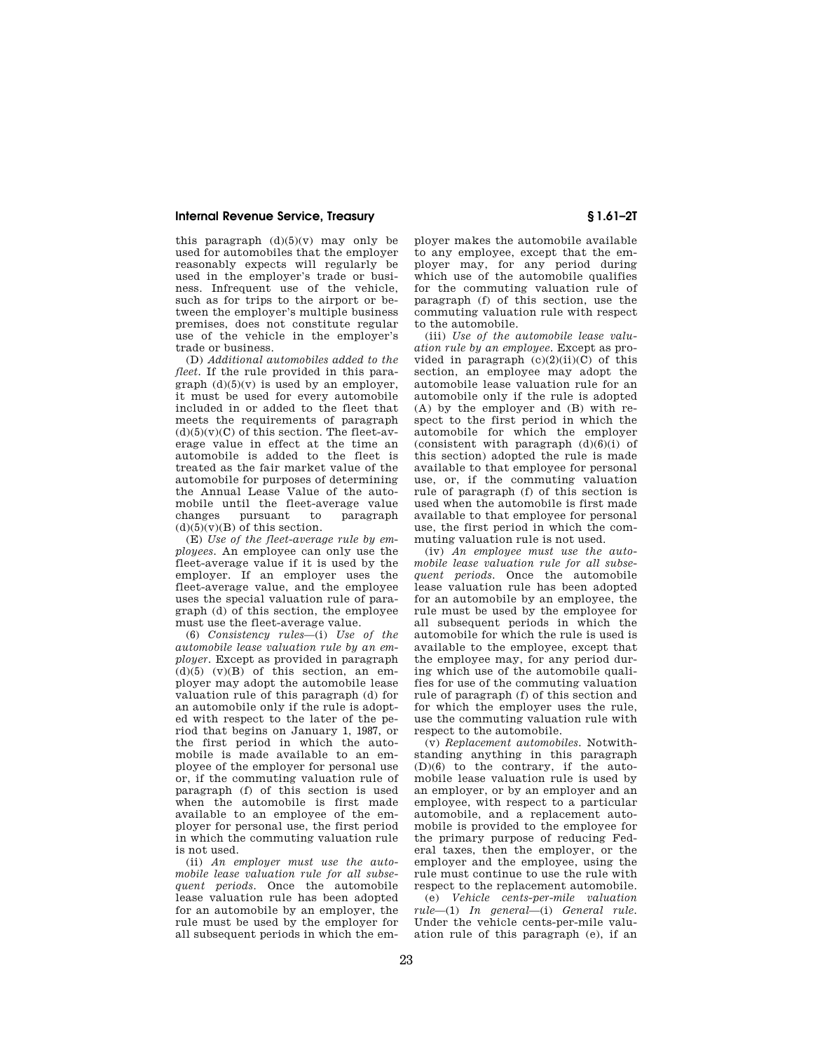this paragraph (d)(5)(v) may only be used for automobiles that the employer reasonably expects will regularly be used in the employer's trade or business. Infrequent use of the vehicle, such as for trips to the airport or between the employer's multiple business premises, does not constitute regular use of the vehicle in the employer's trade or business.

(D) *Additional automobiles added to the fleet.* If the rule provided in this paragraph (d)(5)(v) is used by an employer, it must be used for every automobile included in or added to the fleet that meets the requirements of paragraph (d)(5)(v)(C) of this section. The fleet-average value in effect at the time an automobile is added to the fleet is treated as the fair market value of the automobile for purposes of determining the Annual Lease Value of the automobile until the fleet-average value changes pursuant to paragraph (d)(5)(v)(B) of this section.

(E) *Use of the fleet-average rule by employees.* An employee can only use the fleet-average value if it is used by the employer. If an employer uses the fleet-average value, and the employee uses the special valuation rule of paragraph (d) of this section, the employee must use the fleet-average value.

(6) *Consistency rules*—(i) *Use of the automobile lease valuation rule by an employer.* Except as provided in paragraph (d)(5) (v)(B) of this section, an employer may adopt the automobile lease valuation rule of this paragraph (d) for an automobile only if the rule is adopted with respect to the later of the period that begins on January 1, 1987, or the first period in which the automobile is made available to an employee of the employer for personal use or, if the commuting valuation rule of paragraph (f) of this section is used when the automobile is first made available to an employee of the employer for personal use, the first period in which the commuting valuation rule is not used.

(ii) *An employer must use the automobile lease valuation rule for all subsequent periods.* Once the automobile lease valuation rule has been adopted for an automobile by an employer, the rule must be used by the employer for all subsequent periods in which the employer makes the automobile available to any employee, except that the employer may, for any period during which use of the automobile qualifies for the commuting valuation rule of paragraph (f) of this section, use the commuting valuation rule with respect to the automobile.

(iii) *Use of the automobile lease valuation rule by an employee.* Except as provided in paragraph (c)(2)(ii)(C) of this section, an employee may adopt the automobile lease valuation rule for an automobile only if the rule is adopted (A) by the employer and (B) with respect to the first period in which the automobile for which the employer (consistent with paragraph (d)(6)(i) of this section) adopted the rule is made available to that employee for personal use, or, if the commuting valuation rule of paragraph (f) of this section is used when the automobile is first made available to that employee for personal use, the first period in which the commuting valuation rule is not used.

(iv) *An employee must use the automobile lease valuation rule for all subsequent periods.* Once the automobile lease valuation rule has been adopted for an automobile by an employee, the rule must be used by the employee for all subsequent periods in which the automobile for which the rule is used is available to the employee, except that the employee may, for any period during which use of the automobile qualifies for use of the commuting valuation rule of paragraph (f) of this section and for which the employer uses the rule, use the commuting valuation rule with respect to the automobile.

(v) *Replacement automobiles.* Notwithstanding anything in this paragraph (D)(6) to the contrary, if the automobile lease valuation rule is used by an employer, or by an employer and an employee, with respect to a particular automobile, and a replacement automobile is provided to the employee for the primary purpose of reducing Federal taxes, then the employer, or the employer and the employee, using the rule must continue to use the rule with respect to the replacement automobile.

(e) *Vehicle cents-per-mile valuation rule*—(1) *In general*—(i) *General rule.* Under the vehicle cents-per-mile valuation rule of this paragraph (e), if an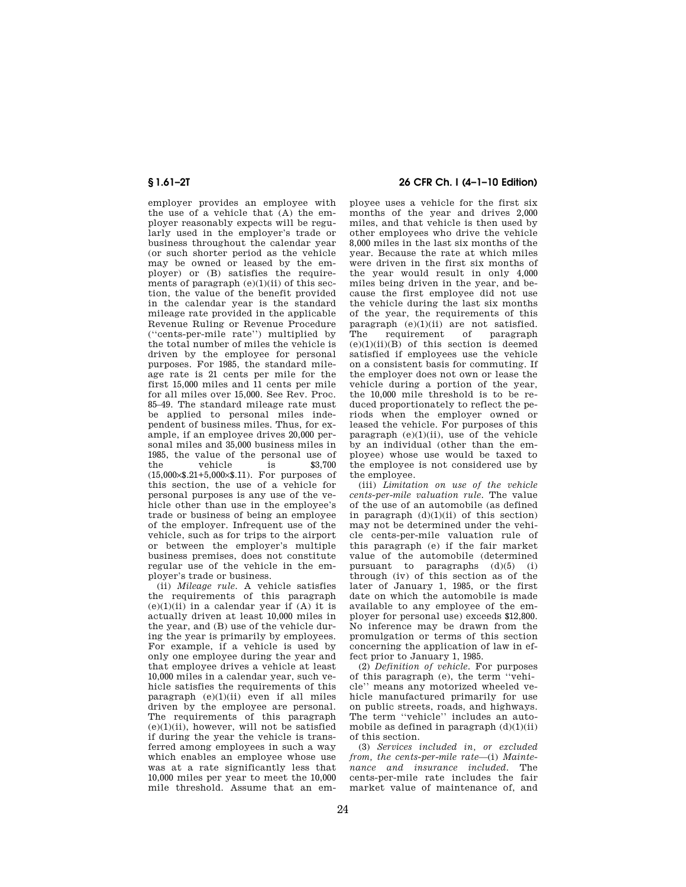employer provides an employee with the use of a vehicle that (A) the employer reasonably expects will be regularly used in the employer's trade or business throughout the calendar year (or such shorter period as the vehicle may be owned or leased by the employer) or (B) satisfies the requirements of paragraph (e)(1)(ii) of this section, the value of the benefit provided in the calendar year is the standard mileage rate provided in the applicable Revenue Ruling or Revenue Procedure (''cents-per-mile rate'') multiplied by the total number of miles the vehicle is driven by the employee for personal purposes. For 1985, the standard mileage rate is 21 cents per mile for the first 15,000 miles and 11 cents per mile for all miles over 15,000. See Rev. Proc. 85–49. The standard mileage rate must be applied to personal miles independent of business miles. Thus, for example, if an employee drives 20,000 personal miles and 35,000 business miles in 1985, the value of the personal use of the vehicle is $3,700 (15,000×$.21+5,000×$.11). For purposes of this section, the use of a vehicle for personal purposes is any use of the vehicle other than use in the employee's trade or business of being an employee of the employer. Infrequent use of the vehicle, such as for trips to the airport or between the employer's multiple business premises, does not constitute regular use of the vehicle in the employer's trade or business.

(ii) *Mileage rule.* A vehicle satisfies the requirements of this paragraph (e)(1)(ii) in a calendar year if (A) it is actually driven at least 10,000 miles in the year, and (B) use of the vehicle during the year is primarily by employees. For example, if a vehicle is used by only one employee during the year and that employee drives a vehicle at least 10,000 miles in a calendar year, such vehicle satisfies the requirements of this paragraph (e)(1)(ii) even if all miles driven by the employee are personal. The requirements of this paragraph (e)(1)(ii), however, will not be satisfied if during the year the vehicle is transferred among employees in such a way which enables an employee whose use was at a rate significantly less that 10,000 miles per year to meet the 10,000 mile threshold. Assume that an employee uses a vehicle for the first six months of the year and drives 2,000 miles, and that vehicle is then used by other employees who drive the vehicle 8,000 miles in the last six months of the year. Because the rate at which miles were driven in the first six months of the year would result in only 4,000 miles being driven in the year, and because the first employee did not use the vehicle during the last six months of the year, the requirements of this paragraph (e)(1)(ii) are not satisfied. The requirement of paragraph (e)(1)(ii)(B) of this section is deemed satisfied if employees use the vehicle on a consistent basis for commuting. If the employer does not own or lease the vehicle during a portion of the year, the 10,000 mile threshold is to be reduced proportionately to reflect the periods when the employer owned or leased the vehicle. For purposes of this paragraph (e)(1)(ii), use of the vehicle by an individual (other than the employee) whose use would be taxed to the employee is not considered use by the employee.

(iii) *Limitation on use of the vehicle cents-per-mile valuation rule.* The value of the use of an automobile (as defined in paragraph (d)(1)(ii) of this section) may not be determined under the vehicle cents-per-mile valuation rule of this paragraph (e) if the fair market value of the automobile (determined pursuant to paragraphs (d)(5) (i) through (iv) of this section as of the later of January 1, 1985, or the first date on which the automobile is made available to any employee of the employer for personal use) exceeds $12,800. No inference may be drawn from the promulgation or terms of this section concerning the application of law in effect prior to January 1, 1985.

(2) *Definition of vehicle.* For purposes of this paragraph (e), the term ''vehicle'' means any motorized wheeled vehicle manufactured primarily for use on public streets, roads, and highways. The term ''vehicle'' includes an automobile as defined in paragraph (d)(1)(ii) of this section.

(3) *Services included in, or excluded from, the cents-per-mile rate*—(i) *Maintenance and insurance included.* The cents-per-mile rate includes the fair market value of maintenance of, and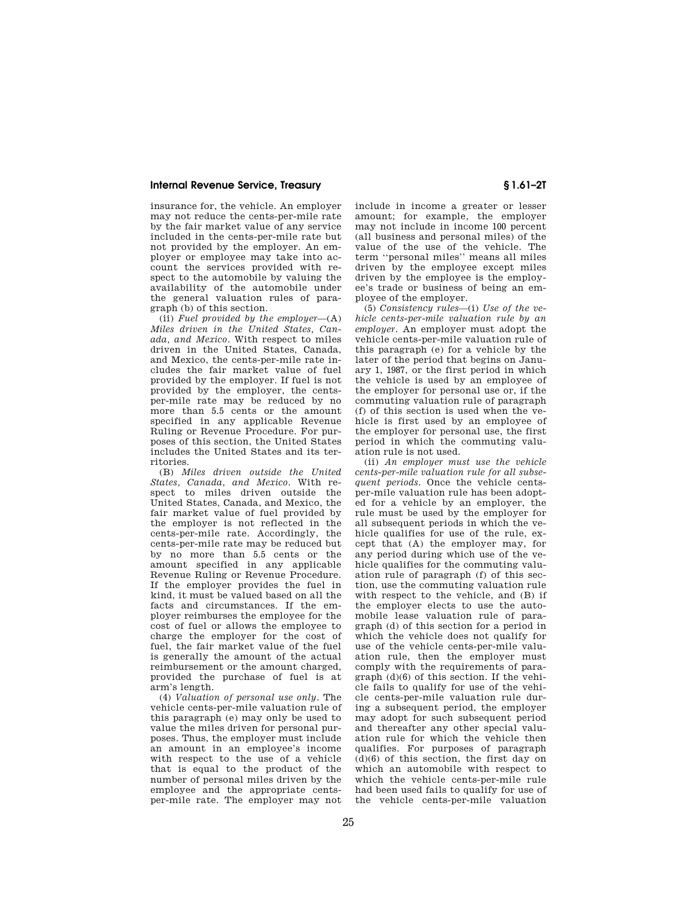insurance for, the vehicle. An employer may not reduce the cents-per-mile rate by the fair market value of any service included in the cents-per-mile rate but not provided by the employer. An employer or employee may take into account the services provided with respect to the automobile by valuing the availability of the automobile under the general valuation rules of paragraph (b) of this section.

(ii) *Fuel provided by the employer*—(A) *Miles driven in the United States, Canada, and Mexico*. With respect to miles driven in the United States, Canada, and Mexico, the cents-per-mile rate includes the fair market value of fuel provided by the employer. If fuel is not provided by the employer, the cents-per-mile rate may be reduced by no more than 5.5 cents or the amount specified in any applicable Revenue Ruling or Revenue Procedure. For purposes of this section, the United States includes the United States and its territories.

(B) *Miles driven outside the United States, Canada, and Mexico*. With respect to miles driven outside the United States, Canada, and Mexico, the fair market value of fuel provided by the employer is not reflected in the cents-per-mile rate. Accordingly, the cents-per-mile rate may be reduced but by no more than 5.5 cents or the amount specified in any applicable Revenue Ruling or Revenue Procedure. If the employer provides the fuel in kind, it must be valued based on all the facts and circumstances. If the employer reimburses the employee for the cost of fuel or allows the employee to charge the employer for the cost of fuel, the fair market value of the fuel is generally the amount of the actual reimbursement or the amount charged, provided the purchase of fuel is at arm's length.

(4) *Valuation of personal use only*. The vehicle cents-per-mile valuation rule of this paragraph (e) may only be used to value the miles driven for personal purposes. Thus, the employer must include an amount in an employee's income with respect to the use of a vehicle that is equal to the product of the number of personal miles driven by the employee and the appropriate cents-per-mile rate. The employer may not include in income a greater or lesser amount; for example, the employer may not include in income 100 percent (all business and personal miles) of the value of the use of the vehicle. The term ''personal miles'' means all miles driven by the employee except miles driven by the employee is the employee's trade or business of being an employee of the employer.

(5) *Consistency rules*—(i) *Use of the vehicle cents-per-mile valuation rule by an employer*. An employer must adopt the vehicle cents-per-mile valuation rule of this paragraph (e) for a vehicle by the later of the period that begins on January 1, 1987, or the first period in which the vehicle is used by an employee of the employer for personal use or, if the commuting valuation rule of paragraph (f) of this section is used when the vehicle is first used by an employee of the employer for personal use, the first period in which the commuting valuation rule is not used.

(ii) *An employer must use the vehicle cents-per-mile valuation rule for all subsequent periods*. Once the vehicle cents-per-mile valuation rule has been adopted for a vehicle by an employer, the rule must be used by the employer for all subsequent periods in which the vehicle qualifies for use of the rule, except that (A) the employer may, for any period during which use of the vehicle qualifies for the commuting valuation rule of paragraph (f) of this section, use the commuting valuation rule with respect to the vehicle, and (B) if the employer elects to use the automobile lease valuation rule of paragraph (d) of this section for a period in which the vehicle does not qualify for use of the vehicle cents-per-mile valuation rule, then the employer must comply with the requirements of paragraph (d)(6) of this section. If the vehicle fails to qualify for use of the vehicle cents-per-mile valuation rule during a subsequent period, the employer may adopt for such subsequent period and thereafter any other special valuation rule for which the vehicle then qualifies. For purposes of paragraph (d)(6) of this section, the first day on which an automobile with respect to which the vehicle cents-per-mile rule had been used fails to qualify for use of the vehicle cents-per-mile valuation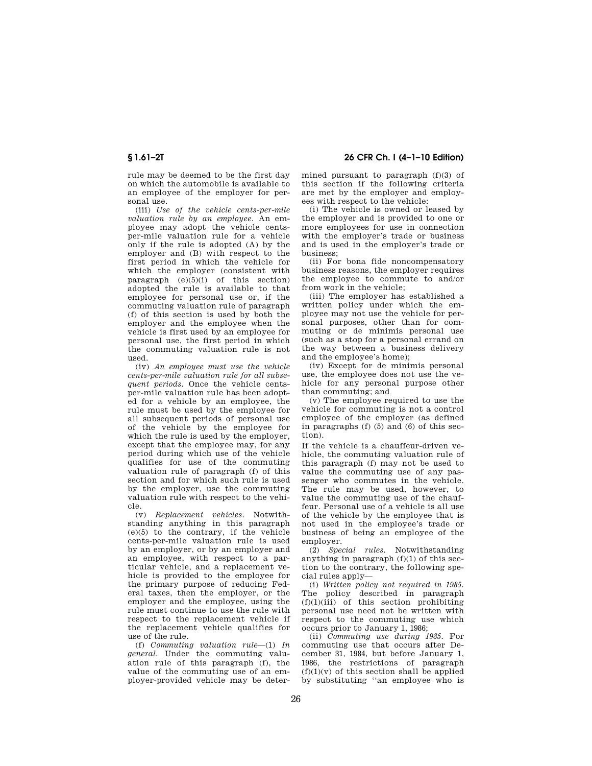rule may be deemed to be the first day on which the automobile is available to an employee of the employer for personal use.

(iii) *Use of the vehicle cents-per-mile valuation rule by an employee.* An employee may adopt the vehicle cents-per-mile valuation rule for a vehicle only if the rule is adopted (A) by the employer and (B) with respect to the first period in which the vehicle for which the employer (consistent with paragraph (e)(5)(i) of this section) adopted the rule is available to that employee for personal use or, if the commuting valuation rule of paragraph (f) of this section is used by both the employer and the employee when the vehicle is first used by an employee for personal use, the first period in which the commuting valuation rule is not used.

(iv) *An employee must use the vehicle cents-per-mile valuation rule for all subsequent periods.* Once the vehicle cents-per-mile valuation rule has been adopted for a vehicle by an employee, the rule must be used by the employee for all subsequent periods of personal use of the vehicle by the employee for which the rule is used by the employer, except that the employee may, for any period during which use of the vehicle qualifies for use of the commuting valuation rule of paragraph (f) of this section and for which such rule is used by the employer, use the commuting valuation rule with respect to the vehicle.

(v) *Replacement vehicles.* Notwithstanding anything in this paragraph (e)(5) to the contrary, if the vehicle cents-per-mile valuation rule is used by an employer, or by an employer and an employee, with respect to a particular vehicle, and a replacement vehicle is provided to the employee for the primary purpose of reducing Federal taxes, then the employer, or the employer and the employee, using the rule must continue to use the rule with respect to the replacement vehicle if the replacement vehicle qualifies for use of the rule.

(f) *Commuting valuation rule*—(1) *In general.* Under the commuting valuation rule of this paragraph (f), the value of the commuting use of an employer-provided vehicle may be determined pursuant to paragraph (f)(3) of this section if the following criteria are met by the employer and employees with respect to the vehicle:

(i) The vehicle is owned or leased by the employer and is provided to one or more employees for use in connection with the employer's trade or business and is used in the employer's trade or business;

(ii) For bona fide noncompensatory business reasons, the employer requires the employee to commute to and/or from work in the vehicle;

(iii) The employer has established a written policy under which the employee may not use the vehicle for personal purposes, other than for commuting or de minimis personal use (such as a stop for a personal errand on the way between a business delivery and the employee's home);

(iv) Except for de minimis personal use, the employee does not use the vehicle for any personal purpose other than commuting; and

(v) The employee required to use the vehicle for commuting is not a control employee of the employer (as defined in paragraphs (f) (5) and (6) of this section).

If the vehicle is a chauffeur-driven vehicle, the commuting valuation rule of this paragraph (f) may not be used to value the commuting use of any passenger who commutes in the vehicle. The rule may be used, however, to value the commuting use of the chauffeur. Personal use of a vehicle is all use of the vehicle by the employee that is not used in the employee's trade or business of being an employee of the employer.

(2) *Special rules.* Notwithstanding anything in paragraph (f)(1) of this section to the contrary, the following special rules apply—

(i) *Written policy not required in 1985.* The policy described in paragraph (f)(1)(iii) of this section prohibiting personal use need not be written with respect to the commuting use which occurs prior to January 1, 1986;

(ii) *Commuting use during 1985.* For commuting use that occurs after December 31, 1984, but before January 1, 1986, the restrictions of paragraph (f)(1)(v) of this section shall be applied by substituting "an employee who is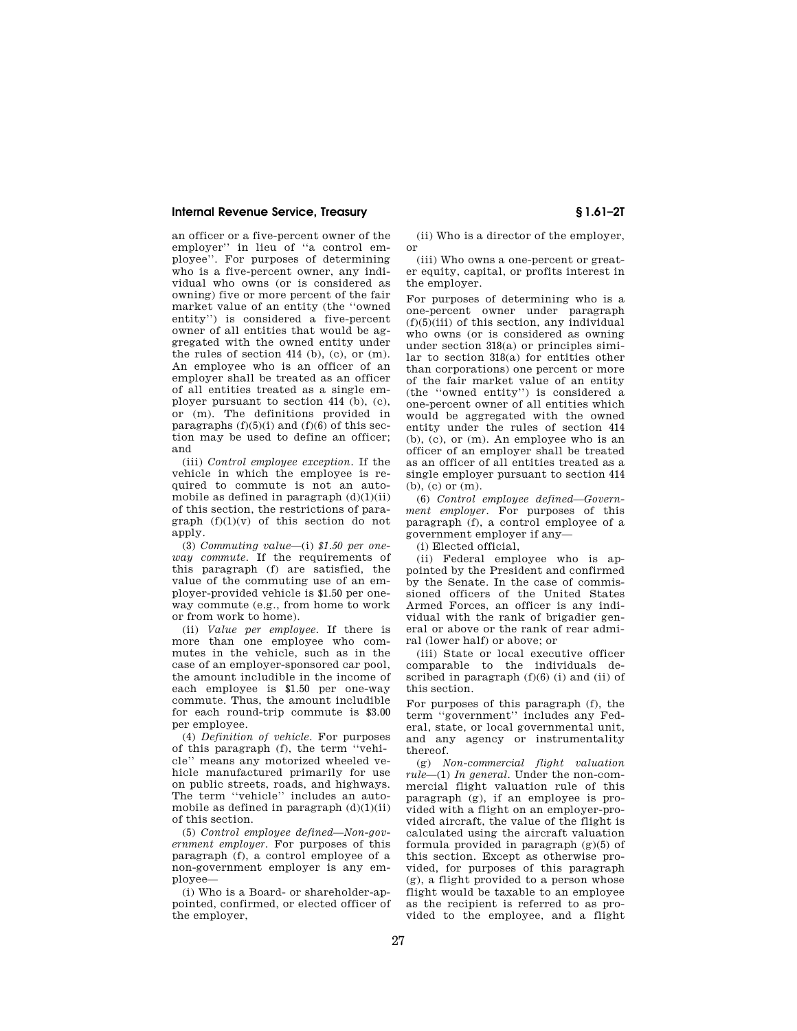an officer or a five-percent owner of the employer'' in lieu of ''a control employee''. For purposes of determining who is a five-percent owner, any individual who owns (or is considered as owning) five or more percent of the fair market value of an entity (the ''owned entity'') is considered a five-percent owner of all entities that would be aggregated with the owned entity under the rules of section 414 (b), (c), or (m). An employee who is an officer of an employer shall be treated as an officer of all entities treated as a single employer pursuant to section 414 (b), (c), or (m). The definitions provided in paragraphs (f)(5)(i) and (f)(6) of this section may be used to define an officer; and

(iii) *Control employee exception.* If the vehicle in which the employee is required to commute is not an automobile as defined in paragraph (d)(1)(ii) of this section, the restrictions of paragraph (f)(1)(v) of this section do not apply.

(3) *Commuting value*—(i) *$1.50 per one-way commute.* If the requirements of this paragraph (f) are satisfied, the value of the commuting use of an employer-provided vehicle is $1.50 per one-way commute (e.g., from home to work or from work to home).

(ii) *Value per employee.* If there is more than one employee who commutes in the vehicle, such as in the case of an employer-sponsored car pool, the amount includible in the income of each employee is $1.50 per one-way commute. Thus, the amount includible for each round-trip commute is $3.00 per employee.

(4) *Definition of vehicle.* For purposes of this paragraph (f), the term ''vehicle'' means any motorized wheeled vehicle manufactured primarily for use on public streets, roads, and highways. The term ''vehicle'' includes an automobile as defined in paragraph (d)(1)(ii) of this section.

(5) *Control employee defined—Non-government employer.* For purposes of this paragraph (f), a control employee of a non-government employer is any employee—

(i) Who is a Board- or shareholder-appointed, confirmed, or elected officer of the employer,

(ii) Who is a director of the employer, or

(iii) Who owns a one-percent or greater equity, capital, or profits interest in the employer.

For purposes of determining who is a one-percent owner under paragraph (f)(5)(iii) of this section, any individual who owns (or is considered as owning under section 318(a) or principles similar to section 318(a) for entities other than corporations) one percent or more of the fair market value of an entity (the ''owned entity'') is considered a one-percent owner of all entities which would be aggregated with the owned entity under the rules of section 414 (b), (c), or (m). An employee who is an officer of an employer shall be treated as an officer of all entities treated as a single employer pursuant to section 414 (b), (c) or (m).

(6) *Control employee defined—Government employer.* For purposes of this paragraph (f), a control employee of a government employer if any—

(i) Elected official,

(ii) Federal employee who is appointed by the President and confirmed by the Senate. In the case of commissioned officers of the United States Armed Forces, an officer is any individual with the rank of brigadier general or above or the rank of rear admiral (lower half) or above; or

(iii) State or local executive officer comparable to the individuals described in paragraph (f)(6) (i) and (ii) of this section.

For purposes of this paragraph (f), the term ''government'' includes any Federal, state, or local governmental unit, and any agency or instrumentality thereof.

(g) *Non-commercial flight valuation rule*—(1) *In general.* Under the non-commercial flight valuation rule of this paragraph (g), if an employee is provided with a flight on an employer-provided aircraft, the value of the flight is calculated using the aircraft valuation formula provided in paragraph (g)(5) of this section. Except as otherwise provided, for purposes of this paragraph (g), a flight provided to a person whose flight would be taxable to an employee as the recipient is referred to as provided to the employee, and a flight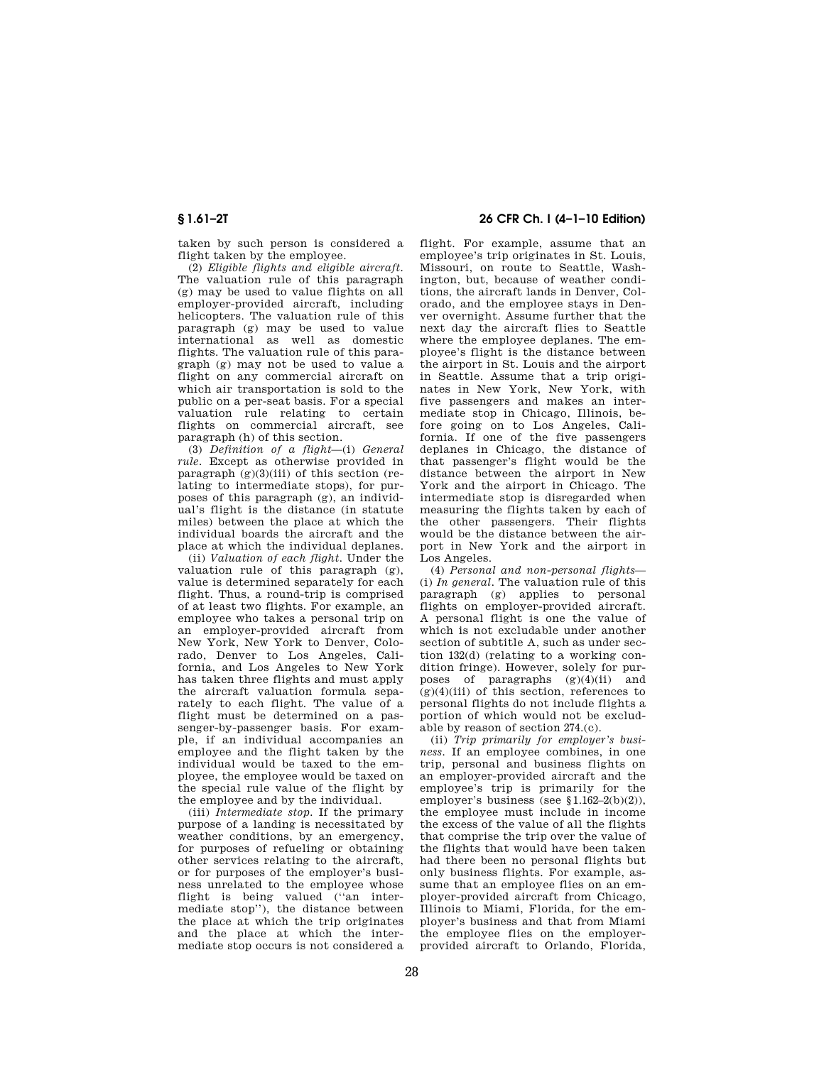taken by such person is considered a flight taken by the employee.

(2) *Eligible flights and eligible aircraft.* The valuation rule of this paragraph (g) may be used to value flights on all employer-provided aircraft, including helicopters. The valuation rule of this paragraph (g) may be used to value international as well as domestic flights. The valuation rule of this paragraph (g) may not be used to value a flight on any commercial aircraft on which air transportation is sold to the public on a per-seat basis. For a special valuation rule relating to certain flights on commercial aircraft, see paragraph (h) of this section.

(3) *Definition of a flight*—(i) *General rule.* Except as otherwise provided in paragraph (g)(3)(iii) of this section (relating to intermediate stops), for purposes of this paragraph (g), an individual's flight is the distance (in statute miles) between the place at which the individual boards the aircraft and the place at which the individual deplanes.

(ii) *Valuation of each flight.* Under the valuation rule of this paragraph (g), value is determined separately for each flight. Thus, a round-trip is comprised of at least two flights. For example, an employee who takes a personal trip on an employer-provided aircraft from New York, New York to Denver, Colorado, Denver to Los Angeles, California, and Los Angeles to New York has taken three flights and must apply the aircraft valuation formula separately to each flight. The value of a flight must be determined on a passenger-by-passenger basis. For example, if an individual accompanies an employee and the flight taken by the individual would be taxed to the employee, the employee would be taxed on the special rule value of the flight by the employee and by the individual.

(iii) *Intermediate stop.* If the primary purpose of a landing is necessitated by weather conditions, by an emergency, for purposes of refueling or obtaining other services relating to the aircraft, or for purposes of the employer's business unrelated to the employee whose flight is being valued ("an intermediate stop"), the distance between the place at which the trip originates and the place at which the intermediate stop occurs is not considered a flight. For example, assume that an employee's trip originates in St. Louis, Missouri, on route to Seattle, Washington, but, because of weather conditions, the aircraft lands in Denver, Colorado, and the employee stays in Denver overnight. Assume further that the next day the aircraft flies to Seattle where the employee deplanes. The employee's flight is the distance between the airport in St. Louis and the airport in Seattle. Assume that a trip originates in New York, New York, with five passengers and makes an intermediate stop in Chicago, Illinois, before going on to Los Angeles, California. If one of the five passengers deplanes in Chicago, the distance of that passenger's flight would be the distance between the airport in New York and the airport in Chicago. The intermediate stop is disregarded when measuring the flights taken by each of the other passengers. Their flights would be the distance between the airport in New York and the airport in Los Angeles.

(4) *Personal and non-personal flights*—(i) *In general.* The valuation rule of this paragraph (g) applies to personal flights on employer-provided aircraft. A personal flight is one the value of which is not excludable under another section of subtitle A, such as under section 132(d) (relating to a working condition fringe). However, solely for purposes of paragraphs (g)(4)(ii) and (g)(4)(iii) of this section, references to personal flights do not include flights a portion of which would not be excludable by reason of section 274.(c).

(ii) *Trip primarily for employer's business.* If an employee combines, in one trip, personal and business flights on an employer-provided aircraft and the employee's trip is primarily for the employer's business (see §1.162–2(b)(2)), the employee must include in income the excess of the value of all the flights that comprise the trip over the value of the flights that would have been taken had there been no personal flights but only business flights. For example, assume that an employee flies on an employer-provided aircraft from Chicago, Illinois to Miami, Florida, for the employer's business and that from Miami the employee flies on the employer-provided aircraft to Orlando, Florida,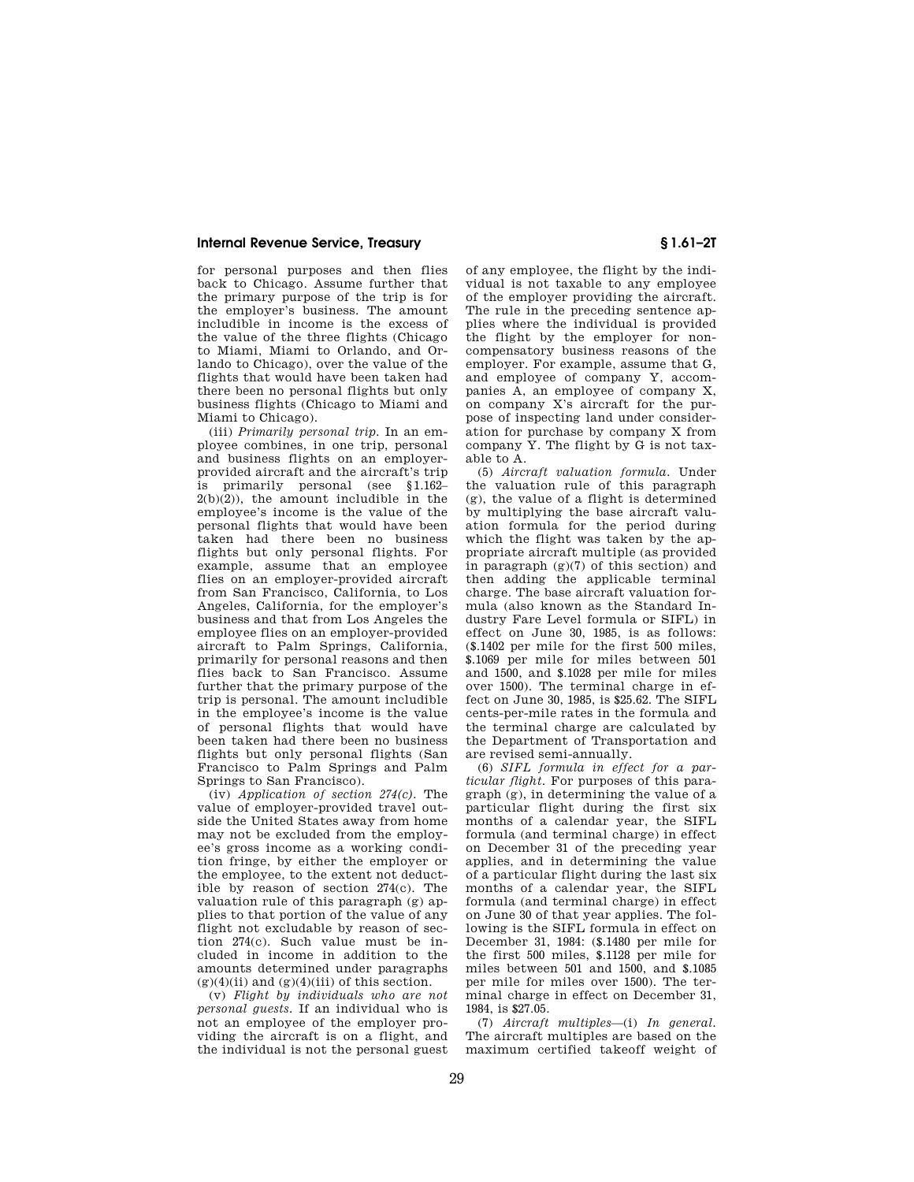for personal purposes and then flies back to Chicago. Assume further that the primary purpose of the trip is for the employer's business. The amount includible in income is the excess of the value of the three flights (Chicago to Miami, Miami to Orlando, and Orlando to Chicago), over the value of the flights that would have been taken had there been no personal flights but only business flights (Chicago to Miami and Miami to Chicago).

(iii) *Primarily personal trip.* In an employee combines, in one trip, personal and business flights on an employer-provided aircraft and the aircraft's trip is primarily personal (see §1.162–2(b)(2)), the amount includible in the employee's income is the value of the personal flights that would have been taken had there been no business flights but only personal flights. For example, assume that an employee flies on an employer-provided aircraft from San Francisco, California, to Los Angeles, California, for the employer's business and that from Los Angeles the employee flies on an employer-provided aircraft to Palm Springs, California, primarily for personal reasons and then flies back to San Francisco. Assume further that the primary purpose of the trip is personal. The amount includible in the employee's income is the value of personal flights that would have been taken had there been no business flights but only personal flights (San Francisco to Palm Springs and Palm Springs to San Francisco).

(iv) *Application of section 274(c).* The value of employer-provided travel outside the United States away from home may not be excluded from the employee's gross income as a working condition fringe, by either the employer or the employee, to the extent not deductible by reason of section 274(c). The valuation rule of this paragraph (g) applies to that portion of the value of any flight not excludable by reason of section 274(c). Such value must be included in income in addition to the amounts determined under paragraphs (g)(4)(ii) and (g)(4)(iii) of this section.

(v) *Flight by individuals who are not personal guests.* If an individual who is not an employee of the employer providing the aircraft is on a flight, and the individual is not the personal guest of any employee, the flight by the individual is not taxable to any employee of the employer providing the aircraft. The rule in the preceding sentence applies where the individual is provided the flight by the employer for noncompensatory business reasons of the employer. For example, assume that G, and employee of company Y, accompanies A, an employee of company X, on company X's aircraft for the purpose of inspecting land under consideration for purchase by company X from company Y. The flight by G is not taxable to A.

(5) *Aircraft valuation formula.* Under the valuation rule of this paragraph (g), the value of a flight is determined by multiplying the base aircraft valuation formula for the period during which the flight was taken by the appropriate aircraft multiple (as provided in paragraph (g)(7) of this section) and then adding the applicable terminal charge. The base aircraft valuation formula (also known as the Standard Industry Fare Level formula or SIFL) in effect on June 30, 1985, is as follows: ($.1402 per mile for the first 500 miles, $.1069 per mile for miles between 501 and 1500, and $.1028 per mile for miles over 1500). The terminal charge in effect on June 30, 1985, is $25.62. The SIFL cents-per-mile rates in the formula and the terminal charge are calculated by the Department of Transportation and are revised semi-annually.

(6) *SIFL formula in effect for a particular flight.* For purposes of this paragraph (g), in determining the value of a particular flight during the first six months of a calendar year, the SIFL formula (and terminal charge) in effect on December 31 of the preceding year applies, and in determining the value of a particular flight during the last six months of a calendar year, the SIFL formula (and terminal charge) in effect on June 30 of that year applies. The following is the SIFL formula in effect on December 31, 1984: ($.1480 per mile for the first 500 miles, $.1128 per mile for miles between 501 and 1500, and $.1085 per mile for miles over 1500). The terminal charge in effect on December 31, 1984, is $27.05.

(7) *Aircraft multiples*—(i) *In general.* The aircraft multiples are based on the maximum certified takeoff weight of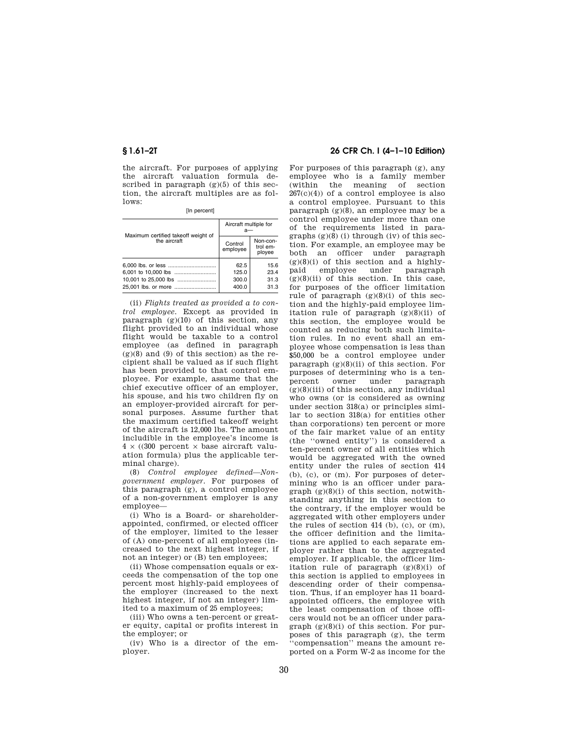the aircraft. For purposes of applying the aircraft valuation formula described in paragraph (g)(5) of this section, the aircraft multiples are as follows:

[In percent]

| Maximum certified takeoff weight of the aircraft | Aircraft multiple for a— | |
|---|---|---|
| | Control employee | Non-control employee |
| 6,000 lbs. or less | 62.5 | 15.6 |
| 6,001 to 10,000 lbs | 125.0 | 23.4 |
| 10,001 to 25,000 lbs | 300.0 | 31.3 |
| 25,001 lbs. or more | 400.0 | 31.3 |

(ii) *Flights treated as provided a to control employee.* Except as provided in paragraph (g)(10) of this section, any flight provided to an individual whose flight would be taxable to a control employee (as defined in paragraph (g)(8) and (9) of this section) as the recipient shall be valued as if such flight has been provided to that control employee. For example, assume that the chief executive officer of an employer, his spouse, and his two children fly on an employer-provided aircraft for personal purposes. Assume further that the maximum certified takeoff weight of the aircraft is 12,000 lbs. The amount includible in the employee's income is 4 × ((300 percent × base aircraft valuation formula) plus the applicable terminal charge).

(8) *Control employee defined—Non-government employer.* For purposes of this paragraph (g), a control employee of a non-government employer is any employee—

(i) Who is a Board- or shareholder-appointed, confirmed, or elected officer of the employer, limited to the lesser of (A) one-percent of all employees (increased to the next highest integer, if not an integer) or (B) ten employees;

(ii) Whose compensation equals or exceeds the compensation of the top one percent most highly-paid employees of the employer (increased to the next highest integer, if not an integer) limited to a maximum of 25 employees;

(iii) Who owns a ten-percent or greater equity, capital or profits interest in the employer; or

(iv) Who is a director of the employer.

For purposes of this paragraph (g), any employee who is a family member (within the meaning of section 267(c)(4)) of a control employee is also a control employee. Pursuant to this paragraph (g)(8), an employee may be a control employee under more than one of the requirements listed in paragraphs (g)(8) (i) through (iv) of this section. For example, an employee may be both an officer under paragraph (g)(8)(i) of this section and a highly-paid employee under paragraph (g)(8)(ii) of this section. In this case, for purposes of the officer limitation rule of paragraph (g)(8)(i) of this section and the highly-paid employee limitation rule of paragraph (g)(8)(ii) of this section, the employee would be counted as reducing both such limitation rules. In no event shall an employee whose compensation is less than $50,000 be a control employee under paragraph (g)(8)(ii) of this section. For purposes of determining who is a ten-percent owner under paragraph (g)(8)(iii) of this section, any individual who owns (or is considered as owning under section 318(a) or principles similar to section 318(a) for entities other than corporations) ten percent or more of the fair market value of an entity (the ''owned entity'') is considered a ten-percent owner of all entities which would be aggregated with the owned entity under the rules of section 414 (b), (c), or (m). For purposes of determining who is an officer under paragraph (g)(8)(i) of this section, notwithstanding anything in this section to the contrary, if the employer would be aggregated with other employers under the rules of section 414 (b), (c), or (m), the officer definition and the limitations are applied to each separate employer rather than to the aggregated employer. If applicable, the officer limitation rule of paragraph (g)(8)(i) of this section is applied to employees in descending order of their compensation. Thus, if an employer has 11 board-appointed officers, the employee with the least compensation of those officers would not be an officer under paragraph (g)(8)(i) of this section. For purposes of this paragraph (g), the term ''compensation'' means the amount reported on a Form W-2 as income for the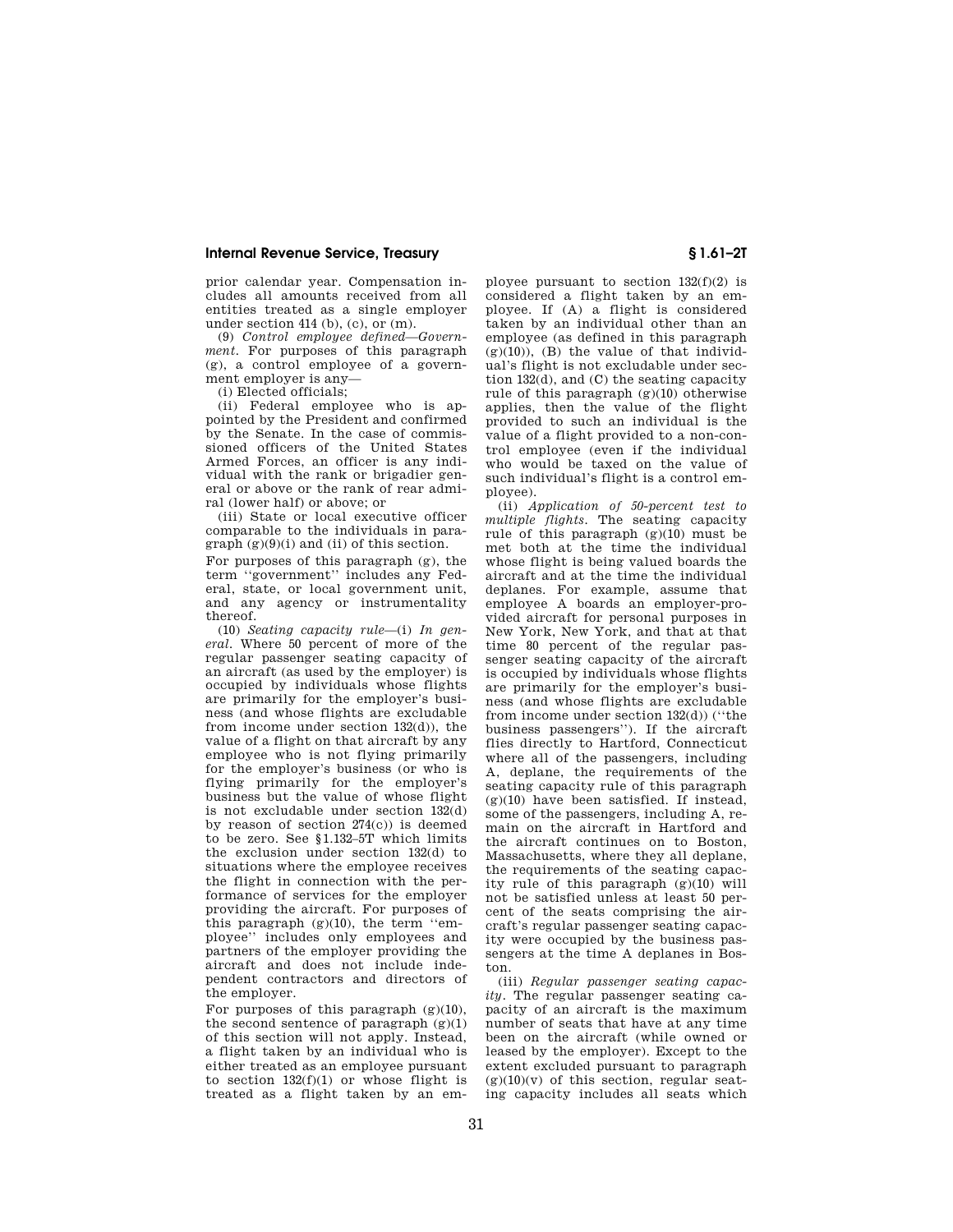prior calendar year. Compensation includes all amounts received from all entities treated as a single employer under section 414 (b), (c), or (m).

(9) *Control employee defined—Government.* For purposes of this paragraph (g), a control employee of a government employer is any—

(i) Elected officials;

(ii) Federal employee who is appointed by the President and confirmed by the Senate. In the case of commissioned officers of the United States Armed Forces, an officer is any individual with the rank or brigadier general or above or the rank of rear admiral (lower half) or above; or

(iii) State or local executive officer comparable to the individuals in paragraph (g)(9)(i) and (ii) of this section.

For purposes of this paragraph (g), the term ''government'' includes any Federal, state, or local government unit, and any agency or instrumentality thereof.

(10) *Seating capacity rule*—(i) *In general.* Where 50 percent of more of the regular passenger seating capacity of an aircraft (as used by the employer) is occupied by individuals whose flights are primarily for the employer's business (and whose flights are excludable from income under section 132(d)), the value of a flight on that aircraft by any employee who is not flying primarily for the employer's business (or who is flying primarily for the employer's business but the value of whose flight is not excludable under section 132(d) by reason of section 274(c)) is deemed to be zero. See §1.132–5T which limits the exclusion under section 132(d) to situations where the employee receives the flight in connection with the performance of services for the employer providing the aircraft. For purposes of this paragraph (g)(10), the term ''employee'' includes only employees and partners of the employer providing the aircraft and does not include independent contractors and directors of the employer.

For purposes of this paragraph (g)(10), the second sentence of paragraph (g)(1) of this section will not apply. Instead, a flight taken by an individual who is either treated as an employee pursuant to section 132(f)(1) or whose flight is treated as a flight taken by an employee pursuant to section 132(f)(2) is considered a flight taken by an employee. If (A) a flight is considered taken by an individual other than an employee (as defined in this paragraph (g)(10)), (B) the value of that individual's flight is not excludable under section 132(d), and (C) the seating capacity rule of this paragraph (g)(10) otherwise applies, then the value of the flight provided to such an individual is the value of a flight provided to a non-control employee (even if the individual who would be taxed on the value of such individual's flight is a control employee).

(ii) *Application of 50-percent test to multiple flights.* The seating capacity rule of this paragraph (g)(10) must be met both at the time the individual whose flight is being valued boards the aircraft and at the time the individual deplanes. For example, assume that employee A boards an employer-provided aircraft for personal purposes in New York, New York, and that at that time 80 percent of the regular passenger seating capacity of the aircraft is occupied by individuals whose flights are primarily for the employer's business (and whose flights are excludable from income under section 132(d)) (''the business passengers''). If the aircraft flies directly to Hartford, Connecticut where all of the passengers, including A, deplane, the requirements of the seating capacity rule of this paragraph (g)(10) have been satisfied. If instead, some of the passengers, including A, remain on the aircraft in Hartford and the aircraft continues on to Boston, Massachusetts, where they all deplane, the requirements of the seating capacity rule of this paragraph (g)(10) will not be satisfied unless at least 50 percent of the seats comprising the aircraft's regular passenger seating capacity were occupied by the business passengers at the time A deplanes in Boston.

(iii) *Regular passenger seating capacity.* The regular passenger seating capacity of an aircraft is the maximum number of seats that have at any time been on the aircraft (while owned or leased by the employer). Except to the extent excluded pursuant to paragraph (g)(10)(v) of this section, regular seating capacity includes all seats which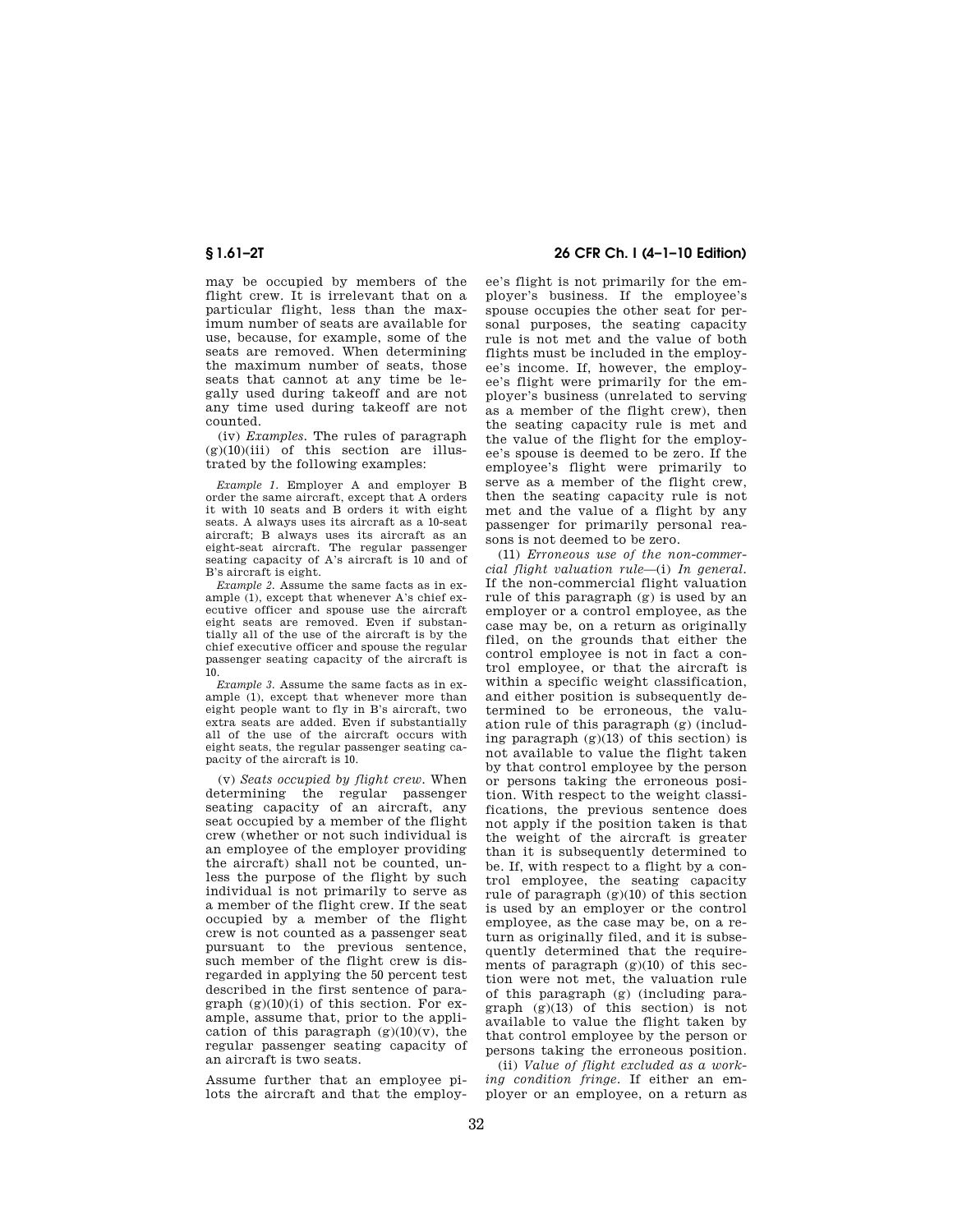may be occupied by members of the flight crew. It is irrelevant that on a particular flight, less than the maximum number of seats are available for use, because, for example, some of the seats are removed. When determining the maximum number of seats, those seats that cannot at any time be legally used during takeoff and are not any time used during takeoff are not counted.

(iv) *Examples.* The rules of paragraph (g)(10)(iii) of this section are illustrated by the following examples:

*Example 1.* Employer A and employer B order the same aircraft, except that A orders it with 10 seats and B orders it with eight seats. A always uses its aircraft as a 10-seat aircraft; B always uses its aircraft as an eight-seat aircraft. The regular passenger seating capacity of A's aircraft is 10 and of B's aircraft is eight.

*Example 2.* Assume the same facts as in example (1), except that whenever A's chief executive officer and spouse use the aircraft eight seats are removed. Even if substantially all of the use of the aircraft is by the chief executive officer and spouse the regular passenger seating capacity of the aircraft is 10.

*Example 3.* Assume the same facts as in example (1), except that whenever more than eight people want to fly in B's aircraft, two extra seats are added. Even if substantially all of the use of the aircraft occurs with eight seats, the regular passenger seating capacity of the aircraft is 10.

(v) *Seats occupied by flight crew.* When determining the regular passenger seating capacity of an aircraft, any seat occupied by a member of the flight crew (whether or not such individual is an employee of the employer providing the aircraft) shall not be counted, unless the purpose of the flight by such individual is not primarily to serve as a member of the flight crew. If the seat occupied by a member of the flight crew is not counted as a passenger seat pursuant to the previous sentence, such member of the flight crew is disregarded in applying the 50 percent test described in the first sentence of paragraph (g)(10)(i) of this section. For example, assume that, prior to the application of this paragraph (g)(10)(v), the regular passenger seating capacity of an aircraft is two seats.

Assume further that an employee pilots the aircraft and that the employee's flight is not primarily for the employer's business. If the employee's spouse occupies the other seat for personal purposes, the seating capacity rule is not met and the value of both flights must be included in the employee's income. If, however, the employee's flight were primarily for the employer's business (unrelated to serving as a member of the flight crew), then the seating capacity rule is met and the value of the flight for the employee's spouse is deemed to be zero. If the employee's flight were primarily to serve as a member of the flight crew, then the seating capacity rule is not met and the value of a flight by any passenger for primarily personal reasons is not deemed to be zero.

(11) *Erroneous use of the non-commercial flight valuation rule*—(i) *In general.* If the non-commercial flight valuation rule of this paragraph (g) is used by an employer or a control employee, as the case may be, on a return as originally filed, on the grounds that either the control employee is not in fact a control employee, or that the aircraft is within a specific weight classification, and either position is subsequently determined to be erroneous, the valuation rule of this paragraph (g) (including paragraph (g)(13) of this section) is not available to value the flight taken by that control employee by the person or persons taking the erroneous position. With respect to the weight classifications, the previous sentence does not apply if the position taken is that the weight of the aircraft is greater than it is subsequently determined to be. If, with respect to a flight by a control employee, the seating capacity rule of paragraph (g)(10) of this section is used by an employer or the control employee, as the case may be, on a return as originally filed, and it is subsequently determined that the requirements of paragraph (g)(10) of this section were not met, the valuation rule of this paragraph (g) (including paragraph (g)(13) of this section) is not available to value the flight taken by that control employee by the person or persons taking the erroneous position.

(ii) *Value of flight excluded as a working condition fringe.* If either an employer or an employee, on a return as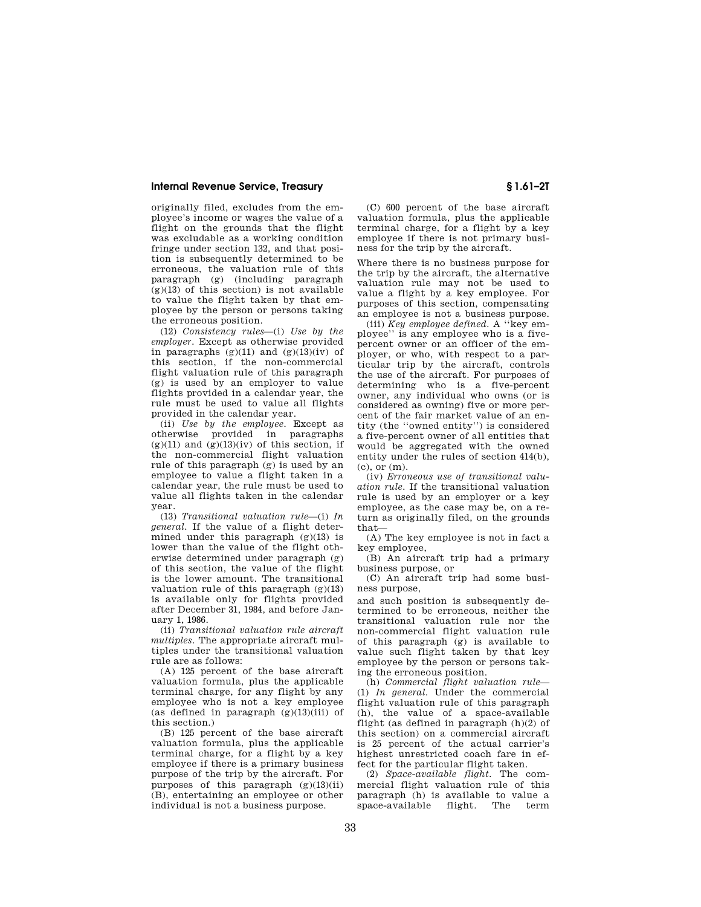originally filed, excludes from the employee's income or wages the value of a flight on the grounds that the flight was excludable as a working condition fringe under section 132, and that position is subsequently determined to be erroneous, the valuation rule of this paragraph (g) (including paragraph (g)(13) of this section) is not available to value the flight taken by that employee by the person or persons taking the erroneous position.

(12) *Consistency rules*—(i) *Use by the employer.* Except as otherwise provided in paragraphs (g)(11) and (g)(13)(iv) of this section, if the non-commercial flight valuation rule of this paragraph (g) is used by an employer to value flights provided in a calendar year, the rule must be used to value all flights provided in the calendar year.

(ii) *Use by the employee.* Except as otherwise provided in paragraphs (g)(11) and (g)(13)(iv) of this section, if the non-commercial flight valuation rule of this paragraph (g) is used by an employee to value a flight taken in a calendar year, the rule must be used to value all flights taken in the calendar year.

(13) *Transitional valuation rule*—(i) *In general.* If the value of a flight determined under this paragraph (g)(13) is lower than the value of the flight otherwise determined under paragraph (g) of this section, the value of the flight is the lower amount. The transitional valuation rule of this paragraph (g)(13) is available only for flights provided after December 31, 1984, and before January 1, 1986.

(ii) *Transitional valuation rule aircraft multiples.* The appropriate aircraft multiples under the transitional valuation rule are as follows:

(A) 125 percent of the base aircraft valuation formula, plus the applicable terminal charge, for any flight by any employee who is not a key employee (as defined in paragraph (g)(13)(iii) of this section.)

(B) 125 percent of the base aircraft valuation formula, plus the applicable terminal charge, for a flight by a key employee if there is a primary business purpose of the trip by the aircraft. For purposes of this paragraph (g)(13)(ii)(B), entertaining an employee or other individual is not a business purpose.

(C) 600 percent of the base aircraft valuation formula, plus the applicable terminal charge, for a flight by a key employee if there is not primary business for the trip by the aircraft.

Where there is no business purpose for the trip by the aircraft, the alternative valuation rule may not be used to value a flight by a key employee. For purposes of this section, compensating an employee is not a business purpose.

(iii) *Key employee defined.* A "key employee" is any employee who is a five-percent owner or an officer of the employer, or who, with respect to a particular trip by the aircraft, controls the use of the aircraft. For purposes of determining who is a five-percent owner, any individual who owns (or is considered as owning) five or more percent of the fair market value of an entity (the "owned entity") is considered a five-percent owner of all entities that would be aggregated with the owned entity under the rules of section 414(b), (c), or (m).

(iv) *Erroneous use of transitional valuation rule.* If the transitional valuation rule is used by an employer or a key employee, as the case may be, on a return as originally filed, on the grounds that—

(A) The key employee is not in fact a key employee,

(B) An aircraft trip had a primary business purpose, or

(C) An aircraft trip had some business purpose,

and such position is subsequently determined to be erroneous, neither the transitional valuation rule nor the non-commercial flight valuation rule of this paragraph (g) is available to value such flight taken by that key employee by the person or persons taking the erroneous position.

(h) *Commercial flight valuation rule*—(1) *In general.* Under the commercial flight valuation rule of this paragraph (h), the value of a space-available flight (as defined in paragraph (h)(2) of this section) on a commercial aircraft is 25 percent of the actual carrier's highest unrestricted coach fare in effect for the particular flight taken.

(2) *Space-available flight.* The commercial flight valuation rule of this paragraph (h) is available to value a space-available flight. The term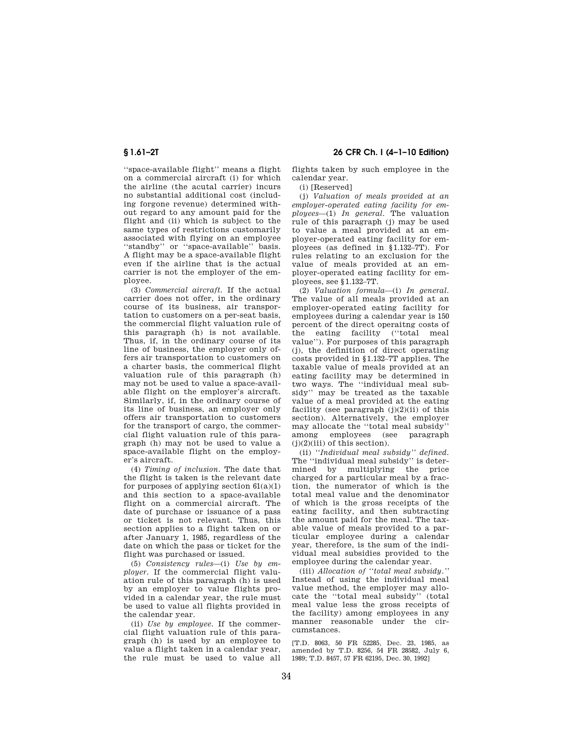''space-available flight'' means a flight on a commercial aircraft (i) for which the airline (the acutal carrier) incurs no substantial additional cost (including forgone revenue) determined without regard to any amount paid for the flight and (ii) which is subject to the same types of restrictions customarily associated with flying on an employee ''standby'' or ''space-available'' basis. A flight may be a space-available flight even if the airline that is the actual carrier is not the employer of the employee.

(3) *Commercial aircraft.* If the actual carrier does not offer, in the ordinary course of its business, air transportation to customers on a per-seat basis, the commercial flight valuation rule of this paragraph (h) is not available. Thus, if, in the ordinary course of its line of business, the employer only offers air transportation to customers on a charter basis, the commerical flight valuation rule of this paragraph (h) may not be used to value a space-available flight on the employer's aircraft. Similarly, if, in the ordinary course of its line of business, an employer only offers air transportation to customers for the transport of cargo, the commercial flight valuation rule of this paragraph (h) may not be used to value a space-available flight on the employer's aircraft.

(4) *Timing of inclusion.* The date that the flight is taken is the relevant date for purposes of applying section 61(a)(1) and this section to a space-available flight on a commercial aircraft. The date of purchase or issuance of a pass or ticket is not relevant. Thus, this section applies to a flight taken on or after January 1, 1985, regardless of the date on which the pass or ticket for the flight was purchased or issued.

(5) *Consistency rules*—(i) *Use by employer.* If the commercial flight valuation rule of this paragraph (h) is used by an employer to value flights provided in a calendar year, the rule must be used to value all flights provided in the calendar year.

(ii) *Use by employee.* If the commercial flight valuation rule of this paragraph (h) is used by an employee to value a flight taken in a calendar year, the rule must be used to value all flights taken by such employee in the calendar year.

(i) [Reserved]

(j) *Valuation of meals provided at an employer-operated eating facility for employees*—(1) *In general.* The valuation rule of this paragraph (j) may be used to value a meal provided at an employer-operated eating facility for employees (as defined in §1.132–7T). For rules relating to an exclusion for the value of meals provided at an employer-operated eating facility for employees, see §1.132–7T.

(2) *Valuation formula*—(i) *In general.* The value of all meals provided at an employer-operated eating facility for employees during a calendar year is 150 percent of the direct operaitng costs of the eating facility (''total meal value''). For purposes of this paragraph (j), the definition of direct operating costs provided in §1.132–7T applies. The taxable value of meals provided at an eating facility may be determined in two ways. The ''individual meal subsidy'' may be treated as the taxable value of a meal provided at the eating facility (see paragraph (j)(2)(ii) of this section). Alternatively, the employer may allocate the ''total meal subsidy'' among employees (see paragraph (j)(2)(iii) of this section).

(ii) *''Individual meal subsidy'' defined.* The ''individual meal subsidy'' is determined by multiplying the price charged for a particular meal by a fraction, the numerator of which is the total meal value and the denominator of which is the gross receipts of the eating facility, and then subtracting the amount paid for the meal. The taxable value of meals provided to a particular employee during a calendar year, therefore, is the sum of the individual meal subsidies provided to the employee during the calendar year.

(iii) *Allocation of ''total meal subsidy.''* Instead of using the individual meal value method, the employer may allocate the ''total meal subsidy'' (total meal value less the gross receipts of the facility) among employees in any manner reasonable under the circumstances.

[T.D. 8063, 50 FR 52285, Dec. 23, 1985, as amended by T.D. 8256, 54 FR 28582, July 6, 1989; T.D. 8457, 57 FR 62195, Dec. 30, 1992]